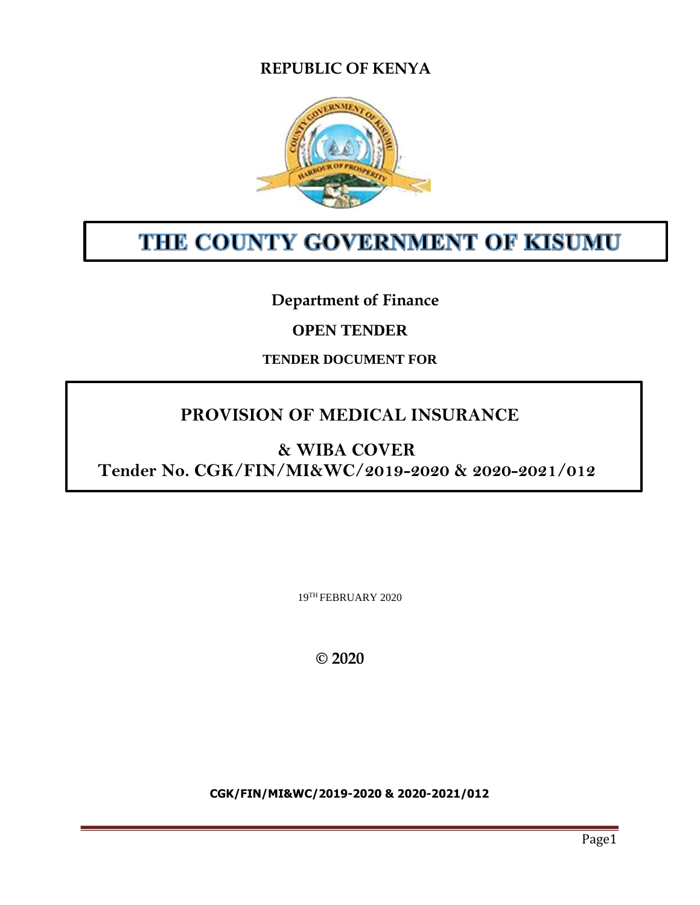**REPUBLIC OF KENYA**

# THE COUNTY GOVERNMENT OF KISUMU

**Department of Finance**

**OPEN TENDER**

**TENDER DOCUMENT FOR**

## PROVISION OF MEDICAL INSURANCE

## & WIBA COVER

**Tender No. CGK/FIN/MI&WC/2019-2020 & 2020-2021/012**

19TH FEBRUARY 2020

**© 2020**

**CGK/FIN/MI&WC/2019-2020 & 2020-2021/012**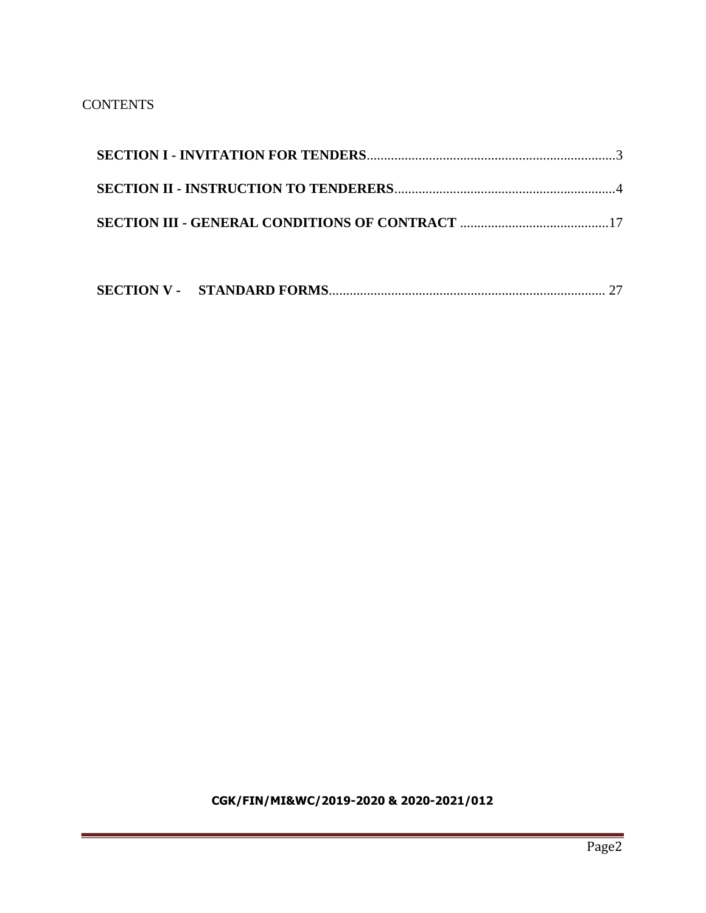CONTENTS

**SECTION I - INVITATION FOR TENDERS**........................................................................3

**SECTION II - INSTRUCTION TO TENDERERS**................................................................4

**SECTION III - GENERAL CONDITIONS OF CONTRACT** ...........................................17

**SECTION V - STANDARD FORMS**................................................................................ 27

**CGK/FIN/MI&WC/2019-2020 & 2020-2021/012**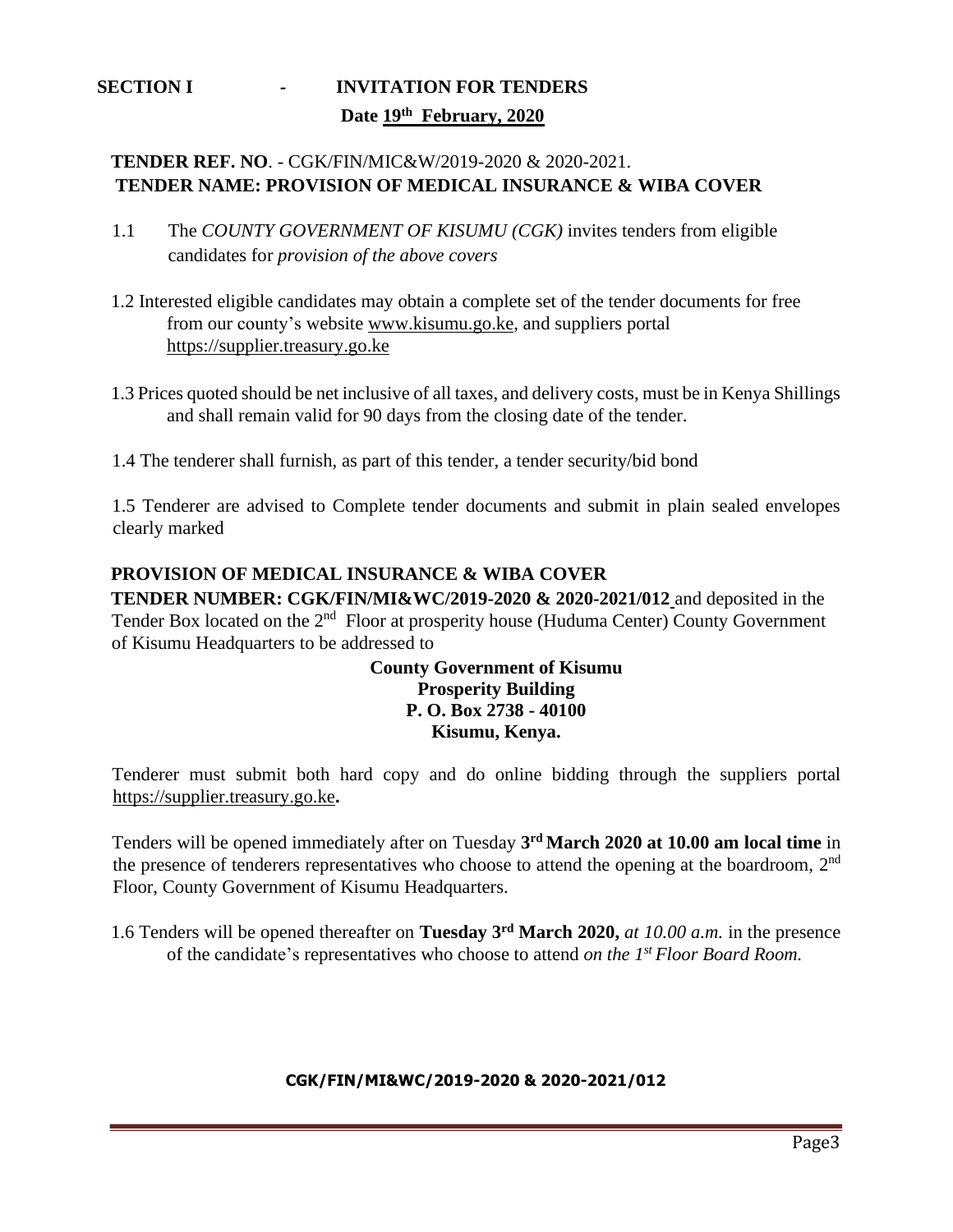## SECTION I - INVITATION FOR TENDERS

**Date 19th February, 2020**

**TENDER REF. NO**. - CGK/FIN/MIC&W/2019-2020 & 2020-2021.
**TENDER NAME: PROVISION OF MEDICAL INSURANCE & WIBA COVER**

1.1 The *COUNTY GOVERNMENT OF KISUMU (CGK)* invites tenders from eligible candidates for *provision of the above covers*

1.2 Interested eligible candidates may obtain a complete set of the tender documents for free from our county's website www.kisumu.go.ke, and suppliers portal https://supplier.treasury.go.ke

1.3 Prices quoted should be net inclusive of all taxes, and delivery costs, must be in Kenya Shillings and shall remain valid for 90 days from the closing date of the tender.

1.4 The tenderer shall furnish, as part of this tender, a tender security/bid bond

1.5 Tenderer are advised to Complete tender documents and submit in plain sealed envelopes clearly marked

**PROVISION OF MEDICAL INSURANCE & WIBA COVER**
**TENDER NUMBER: CGK/FIN/MI&WC/2019-2020 & 2020-2021/012** and deposited in the Tender Box located on the 2nd Floor at prosperity house (Huduma Center) County Government of Kisumu Headquarters to be addressed to

**County Government of Kisumu**
**Prosperity Building**
**P. O. Box 2738 - 40100**
**Kisumu, Kenya.**

Tenderer must submit both hard copy and do online bidding through the suppliers portal https://supplier.treasury.go.ke**.**

Tenders will be opened immediately after on Tuesday **3rd March 2020 at 10.00 am local time** in the presence of tenderers representatives who choose to attend the opening at the boardroom, 2nd Floor, County Government of Kisumu Headquarters.

1.6 Tenders will be opened thereafter on **Tuesday 3rd March 2020,** *at 10.00 a.m.* in the presence of the candidate's representatives who choose to attend *on the 1st Floor Board Room.*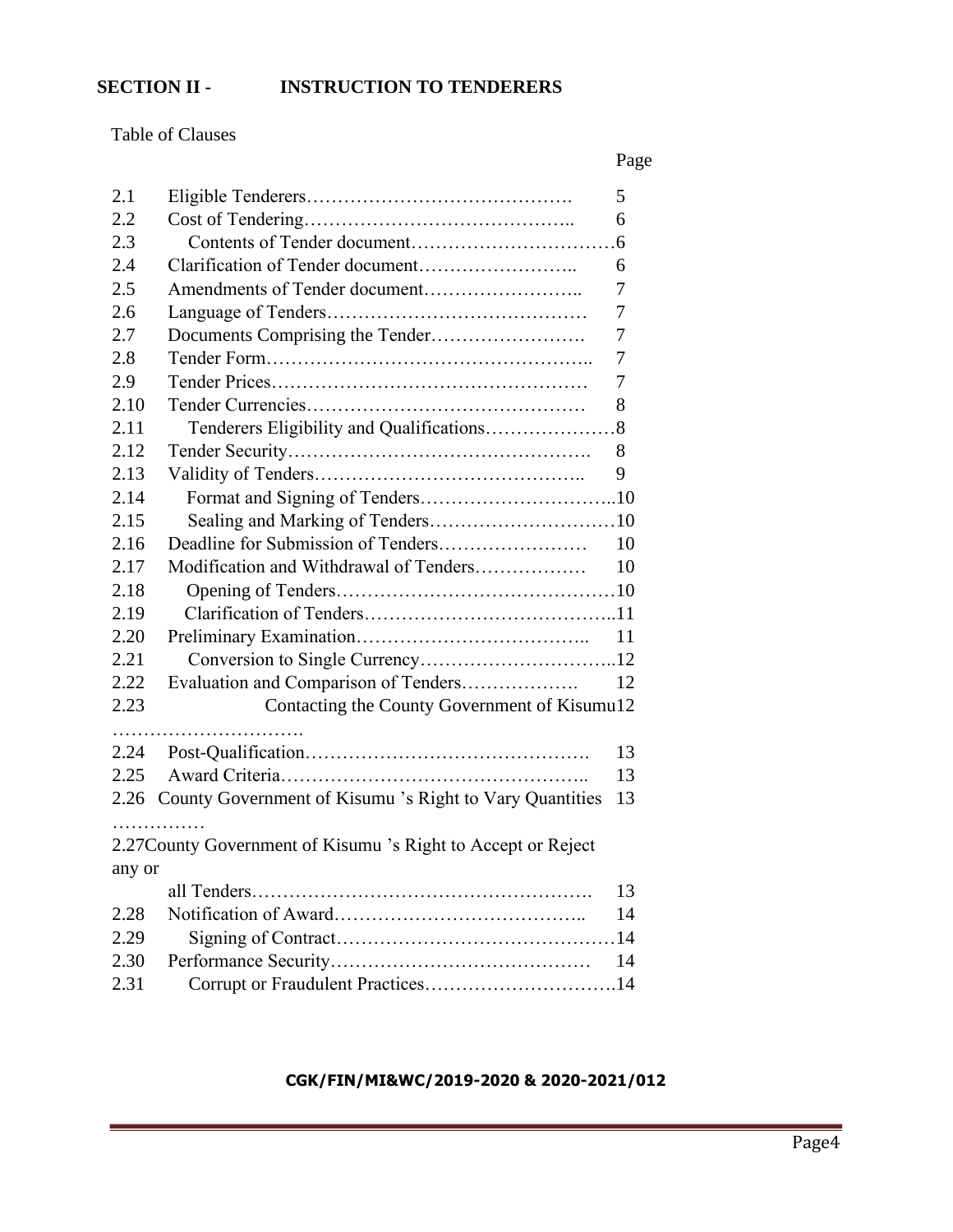## SECTION II - INSTRUCTION TO TENDERERS

Table of Clauses

| | | Page |
|---|---|---|
| 2.1 | Eligible Tenderers……………………………………. | 5 |
| 2.2 | Cost of Tendering…………………………………….. | 6 |
| 2.3 | Contents of Tender document…………………………… | 6 |
| 2.4 | Clarification of Tender document…………………….. | 6 |
| 2.5 | Amendments of Tender document…………………….. | 7 |
| 2.6 | Language of Tenders…………………………………… | 7 |
| 2.7 | Documents Comprising the Tender……………………. | 7 |
| 2.8 | Tender Form………………………………………….. | 7 |
| 2.9 | Tender Prices…………………………………………… | 7 |
| 2.10 | Tender Currencies……………………………………… | 8 |
| 2.11 | Tenderers Eligibility and Qualifications………………… | 8 |
| 2.12 | Tender Security…………………………………………. | 8 |
| 2.13 | Validity of Tenders…………………………………….. | 9 |
| 2.14 | Format and Signing of Tenders………………………….. | 10 |
| 2.15 | Sealing and Marking of Tenders………………………… | 10 |
| 2.16 | Deadline for Submission of Tenders…………………… | 10 |
| 2.17 | Modification and Withdrawal of Tenders……………… | 10 |
| 2.18 | Opening of Tenders……………………………………… | 10 |
| 2.19 | Clarification of Tenders………………………………….. | 11 |
| 2.20 | Preliminary Examination……………………………….. | 11 |
| 2.21 | Conversion to Single Currency………………………….. | 12 |
| 2.22 | Evaluation and Comparison of Tenders………………. | 12 |
| 2.23 | Contacting the County Government of Kisumu…………………………. | 12 |
| 2.24 | Post-Qualification………………………………………. | 13 |
| 2.25 | Award Criteria………………………………………….. | 13 |
| 2.26 | County Government of Kisumu 's Right to Vary Quantities …………… | 13 |
| 2.27 | County Government of Kisumu 's Right to Accept or Reject any or all Tenders………………………………………………. | 13 |
| 2.28 | Notification of Award………………………………….. | 14 |
| 2.29 | Signing of Contract……………………………………… | 14 |
| 2.30 | Performance Security…………………………………… | 14 |
| 2.31 | Corrupt or Fraudulent Practices…………………………. | 14 |

**CGK/FIN/MI&WC/2019-2020 & 2020-2021/012**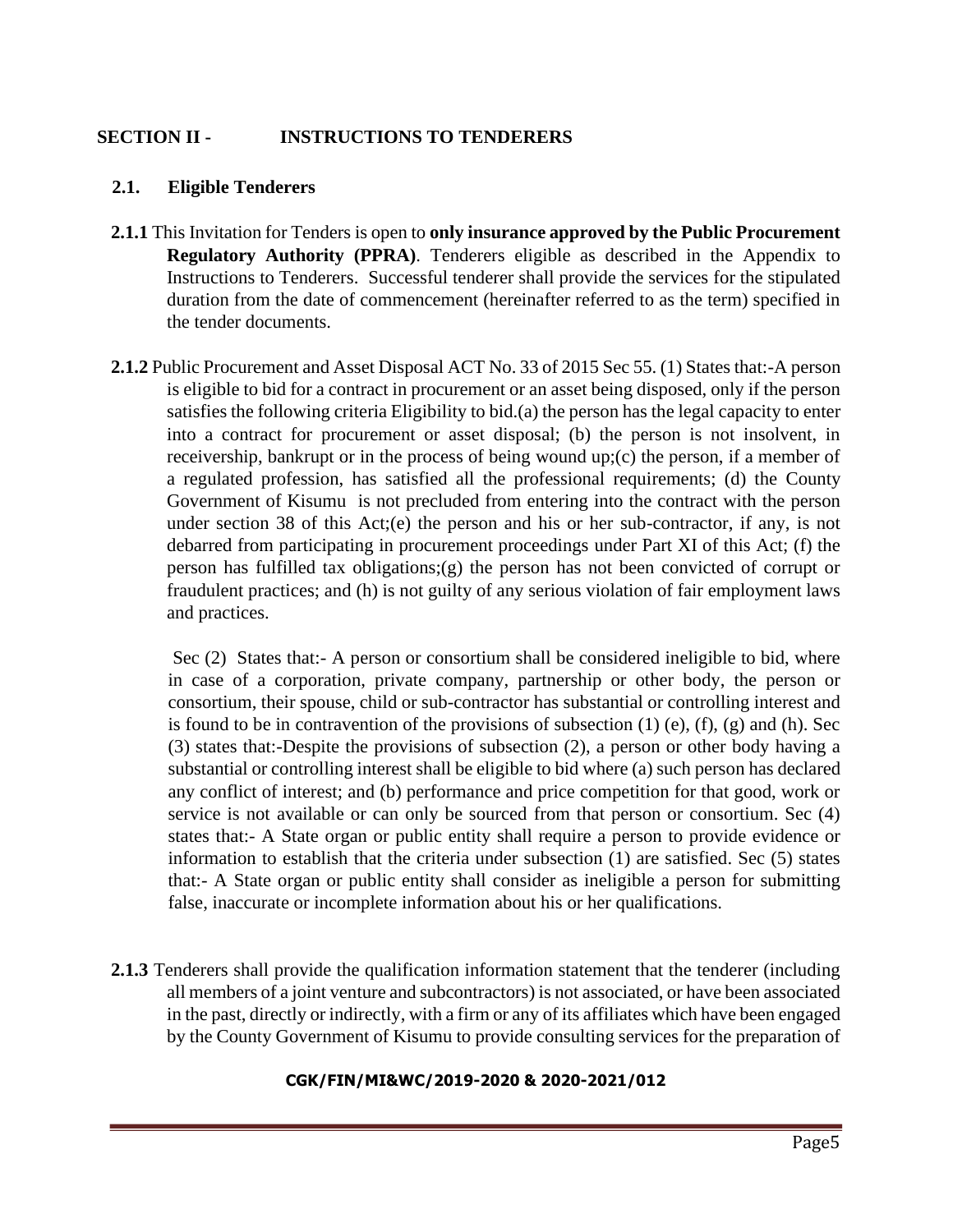## SECTION II - INSTRUCTIONS TO TENDERERS

### 2.1. Eligible Tenderers

**2.1.1** This Invitation for Tenders is open to **only insurance approved by the Public Procurement Regulatory Authority (PPRA)**. Tenderers eligible as described in the Appendix to Instructions to Tenderers. Successful tenderer shall provide the services for the stipulated duration from the date of commencement (hereinafter referred to as the term) specified in the tender documents.

**2.1.2** Public Procurement and Asset Disposal ACT No. 33 of 2015 Sec 55. (1) States that:-A person is eligible to bid for a contract in procurement or an asset being disposed, only if the person satisfies the following criteria Eligibility to bid.(a) the person has the legal capacity to enter into a contract for procurement or asset disposal; (b) the person is not insolvent, in receivership, bankrupt or in the process of being wound up;(c) the person, if a member of a regulated profession, has satisfied all the professional requirements; (d) the County Government of Kisumu is not precluded from entering into the contract with the person under section 38 of this Act;(e) the person and his or her sub-contractor, if any, is not debarred from participating in procurement proceedings under Part XI of this Act; (f) the person has fulfilled tax obligations;(g) the person has not been convicted of corrupt or fraudulent practices; and (h) is not guilty of any serious violation of fair employment laws and practices.

Sec (2) States that:- A person or consortium shall be considered ineligible to bid, where in case of a corporation, private company, partnership or other body, the person or consortium, their spouse, child or sub-contractor has substantial or controlling interest and is found to be in contravention of the provisions of subsection (1) (e), (f), (g) and (h). Sec (3) states that:-Despite the provisions of subsection (2), a person or other body having a substantial or controlling interest shall be eligible to bid where (a) such person has declared any conflict of interest; and (b) performance and price competition for that good, work or service is not available or can only be sourced from that person or consortium. Sec (4) states that:- A State organ or public entity shall require a person to provide evidence or information to establish that the criteria under subsection (1) are satisfied. Sec (5) states that:- A State organ or public entity shall consider as ineligible a person for submitting false, inaccurate or incomplete information about his or her qualifications.

**2.1.3** Tenderers shall provide the qualification information statement that the tenderer (including all members of a joint venture and subcontractors) is not associated, or have been associated in the past, directly or indirectly, with a firm or any of its affiliates which have been engaged by the County Government of Kisumu to provide consulting services for the preparation of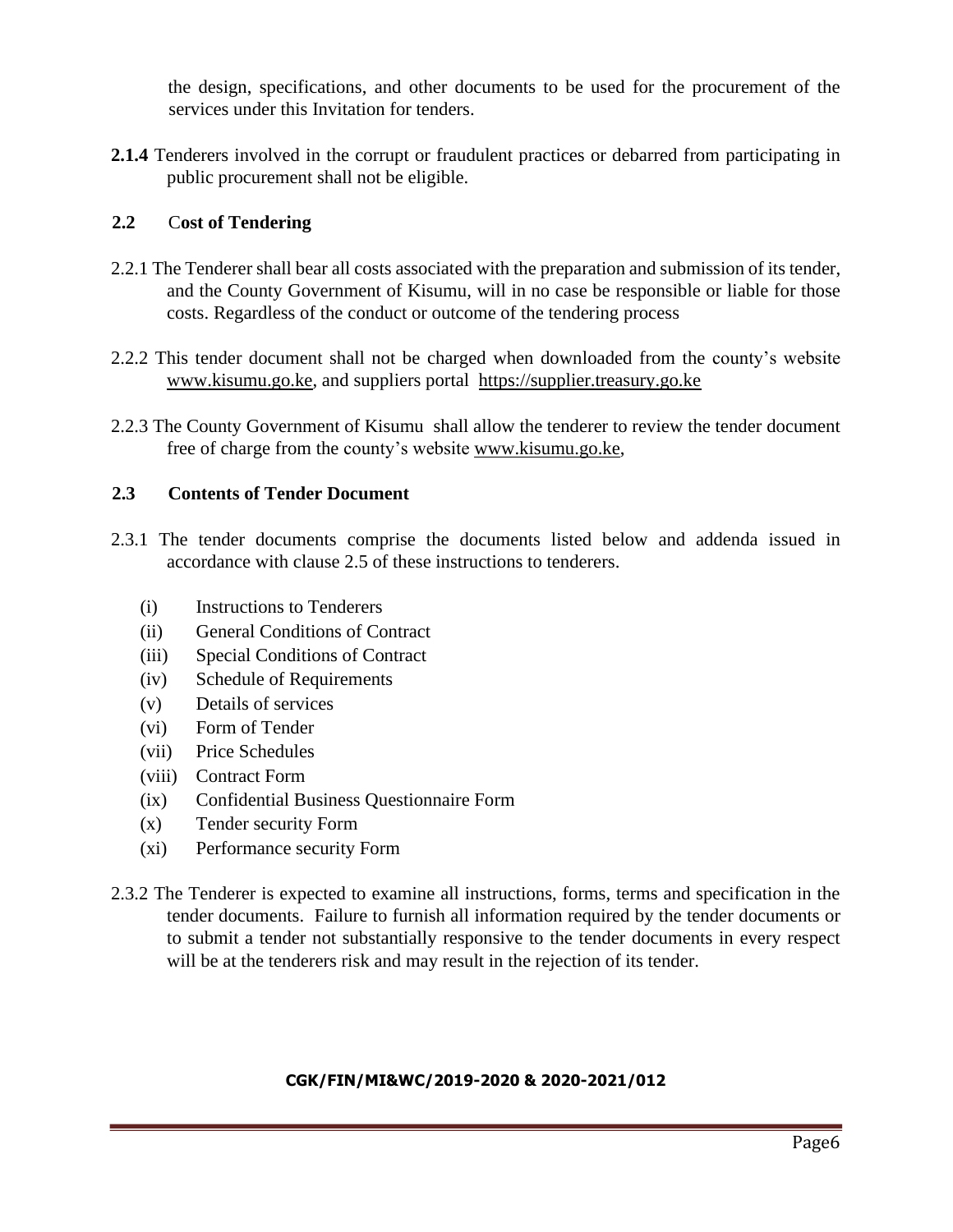the design, specifications, and other documents to be used for the procurement of the services under this Invitation for tenders.

**2.1.4** Tenderers involved in the corrupt or fraudulent practices or debarred from participating in public procurement shall not be eligible.

## 2.2 Cost of Tendering

2.2.1 The Tenderer shall bear all costs associated with the preparation and submission of its tender, and the County Government of Kisumu, will in no case be responsible or liable for those costs. Regardless of the conduct or outcome of the tendering process

2.2.2 This tender document shall not be charged when downloaded from the county's website www.kisumu.go.ke, and suppliers portal https://supplier.treasury.go.ke

2.2.3 The County Government of Kisumu shall allow the tenderer to review the tender document free of charge from the county's website www.kisumu.go.ke,

## 2.3 Contents of Tender Document

2.3.1 The tender documents comprise the documents listed below and addenda issued in accordance with clause 2.5 of these instructions to tenderers.

- (i) Instructions to Tenderers
- (ii) General Conditions of Contract
- (iii) Special Conditions of Contract
- (iv) Schedule of Requirements
- (v) Details of services
- (vi) Form of Tender
- (vii) Price Schedules
- (viii) Contract Form
- (ix) Confidential Business Questionnaire Form
- (x) Tender security Form
- (xi) Performance security Form

2.3.2 The Tenderer is expected to examine all instructions, forms, terms and specification in the tender documents. Failure to furnish all information required by the tender documents or to submit a tender not substantially responsive to the tender documents in every respect will be at the tenderers risk and may result in the rejection of its tender.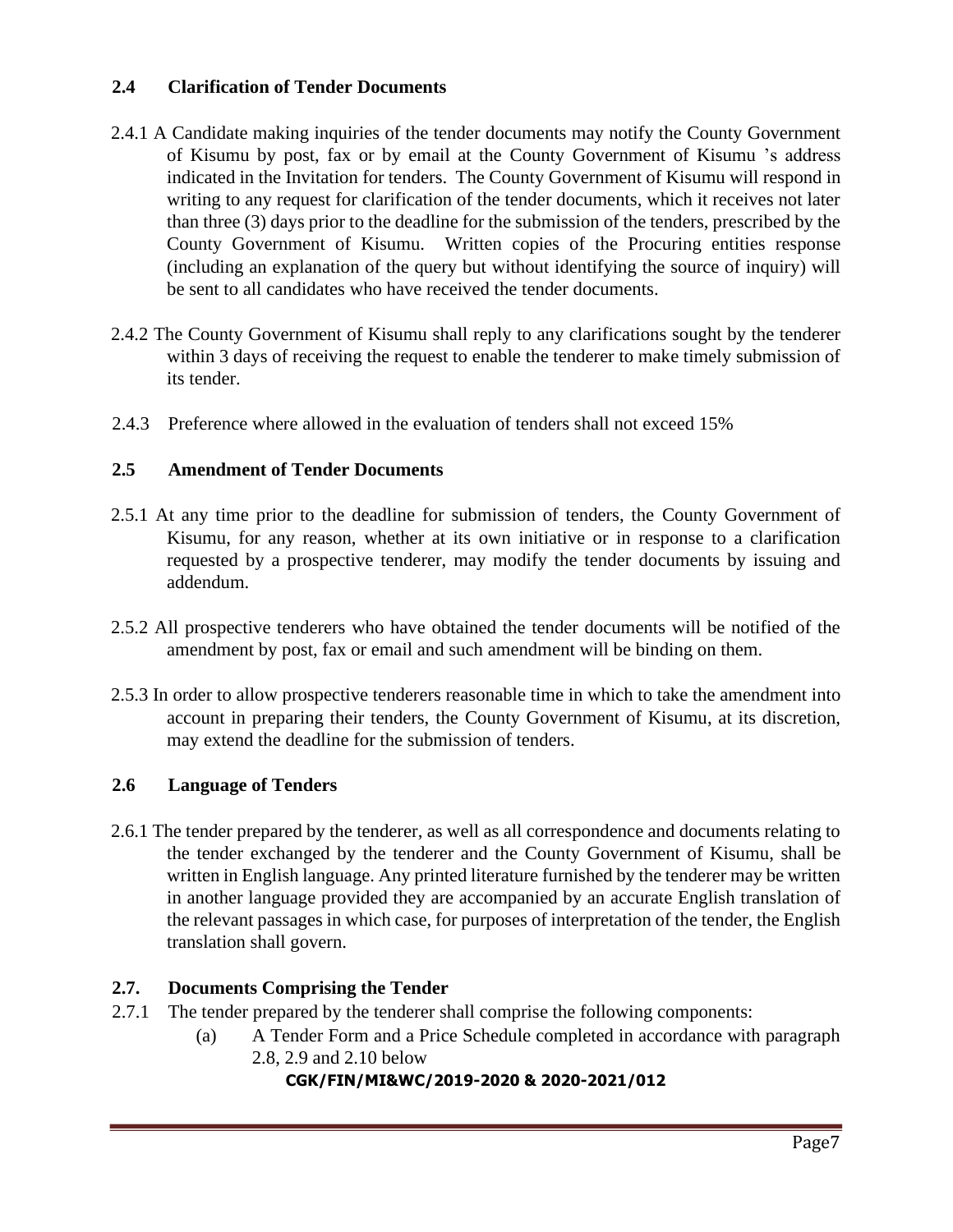### 2.4 Clarification of Tender Documents

2.4.1 A Candidate making inquiries of the tender documents may notify the County Government of Kisumu by post, fax or by email at the County Government of Kisumu 's address indicated in the Invitation for tenders. The County Government of Kisumu will respond in writing to any request for clarification of the tender documents, which it receives not later than three (3) days prior to the deadline for the submission of the tenders, prescribed by the County Government of Kisumu. Written copies of the Procuring entities response (including an explanation of the query but without identifying the source of inquiry) will be sent to all candidates who have received the tender documents.

2.4.2 The County Government of Kisumu shall reply to any clarifications sought by the tenderer within 3 days of receiving the request to enable the tenderer to make timely submission of its tender.

2.4.3 Preference where allowed in the evaluation of tenders shall not exceed 15%

### 2.5 Amendment of Tender Documents

2.5.1 At any time prior to the deadline for submission of tenders, the County Government of Kisumu, for any reason, whether at its own initiative or in response to a clarification requested by a prospective tenderer, may modify the tender documents by issuing and addendum.

2.5.2 All prospective tenderers who have obtained the tender documents will be notified of the amendment by post, fax or email and such amendment will be binding on them.

2.5.3 In order to allow prospective tenderers reasonable time in which to take the amendment into account in preparing their tenders, the County Government of Kisumu, at its discretion, may extend the deadline for the submission of tenders.

### 2.6 Language of Tenders

2.6.1 The tender prepared by the tenderer, as well as all correspondence and documents relating to the tender exchanged by the tenderer and the County Government of Kisumu, shall be written in English language. Any printed literature furnished by the tenderer may be written in another language provided they are accompanied by an accurate English translation of the relevant passages in which case, for purposes of interpretation of the tender, the English translation shall govern.

### 2.7. Documents Comprising the Tender

2.7.1 The tender prepared by the tenderer shall comprise the following components:

(a) A Tender Form and a Price Schedule completed in accordance with paragraph 2.8, 2.9 and 2.10 below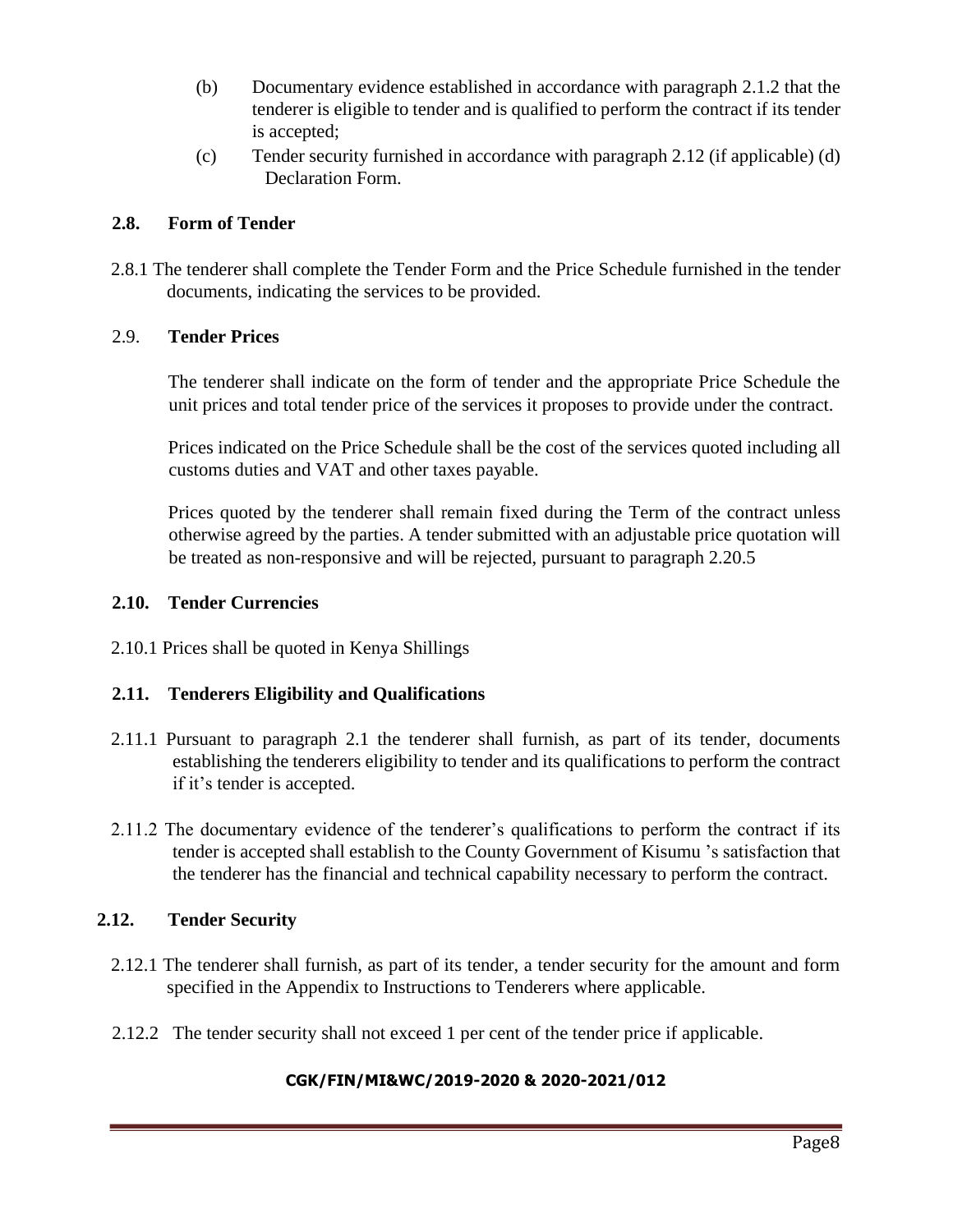(b) Documentary evidence established in accordance with paragraph 2.1.2 that the tenderer is eligible to tender and is qualified to perform the contract if its tender is accepted;

(c) Tender security furnished in accordance with paragraph 2.12 (if applicable) (d) Declaration Form.

## 2.8. Form of Tender

2.8.1 The tenderer shall complete the Tender Form and the Price Schedule furnished in the tender documents, indicating the services to be provided.

## 2.9. Tender Prices

The tenderer shall indicate on the form of tender and the appropriate Price Schedule the unit prices and total tender price of the services it proposes to provide under the contract.

Prices indicated on the Price Schedule shall be the cost of the services quoted including all customs duties and VAT and other taxes payable.

Prices quoted by the tenderer shall remain fixed during the Term of the contract unless otherwise agreed by the parties. A tender submitted with an adjustable price quotation will be treated as non-responsive and will be rejected, pursuant to paragraph 2.20.5

## 2.10. Tender Currencies

2.10.1 Prices shall be quoted in Kenya Shillings

## 2.11. Tenderers Eligibility and Qualifications

2.11.1 Pursuant to paragraph 2.1 the tenderer shall furnish, as part of its tender, documents establishing the tenderers eligibility to tender and its qualifications to perform the contract if it's tender is accepted.

2.11.2 The documentary evidence of the tenderer's qualifications to perform the contract if its tender is accepted shall establish to the County Government of Kisumu 's satisfaction that the tenderer has the financial and technical capability necessary to perform the contract.

## 2.12. Tender Security

2.12.1 The tenderer shall furnish, as part of its tender, a tender security for the amount and form specified in the Appendix to Instructions to Tenderers where applicable.

2.12.2 The tender security shall not exceed 1 per cent of the tender price if applicable.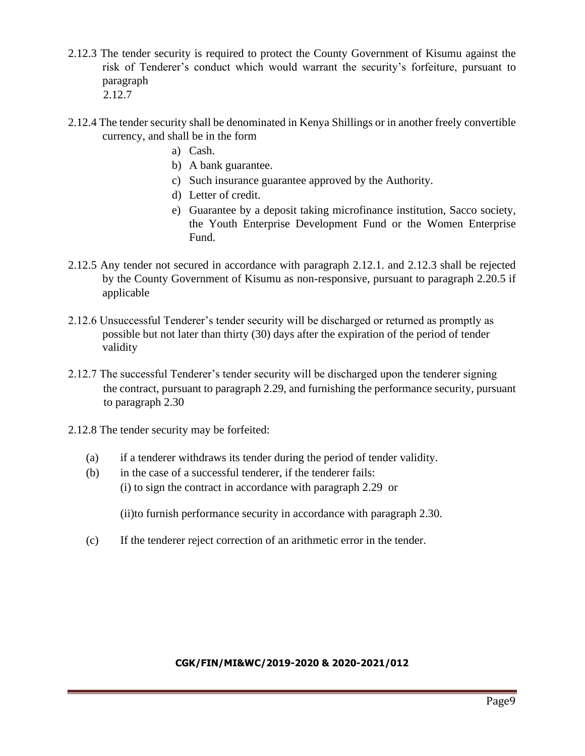2.12.3 The tender security is required to protect the County Government of Kisumu against the risk of Tenderer's conduct which would warrant the security's forfeiture, pursuant to paragraph 2.12.7

2.12.4 The tender security shall be denominated in Kenya Shillings or in another freely convertible currency, and shall be in the form

a) Cash.
b) A bank guarantee.
c) Such insurance guarantee approved by the Authority.
d) Letter of credit.
e) Guarantee by a deposit taking microfinance institution, Sacco society, the Youth Enterprise Development Fund or the Women Enterprise Fund.

2.12.5 Any tender not secured in accordance with paragraph 2.12.1. and 2.12.3 shall be rejected by the County Government of Kisumu as non-responsive, pursuant to paragraph 2.20.5 if applicable

2.12.6 Unsuccessful Tenderer's tender security will be discharged or returned as promptly as possible but not later than thirty (30) days after the expiration of the period of tender validity

2.12.7 The successful Tenderer's tender security will be discharged upon the tenderer signing the contract, pursuant to paragraph 2.29, and furnishing the performance security, pursuant to paragraph 2.30

2.12.8 The tender security may be forfeited:

(a) if a tenderer withdraws its tender during the period of tender validity.

(b) in the case of a successful tenderer, if the tenderer fails:
(i) to sign the contract in accordance with paragraph 2.29 or

(ii)to furnish performance security in accordance with paragraph 2.30.

(c) If the tenderer reject correction of an arithmetic error in the tender.

**CGK/FIN/MI&WC/2019-2020 & 2020-2021/012**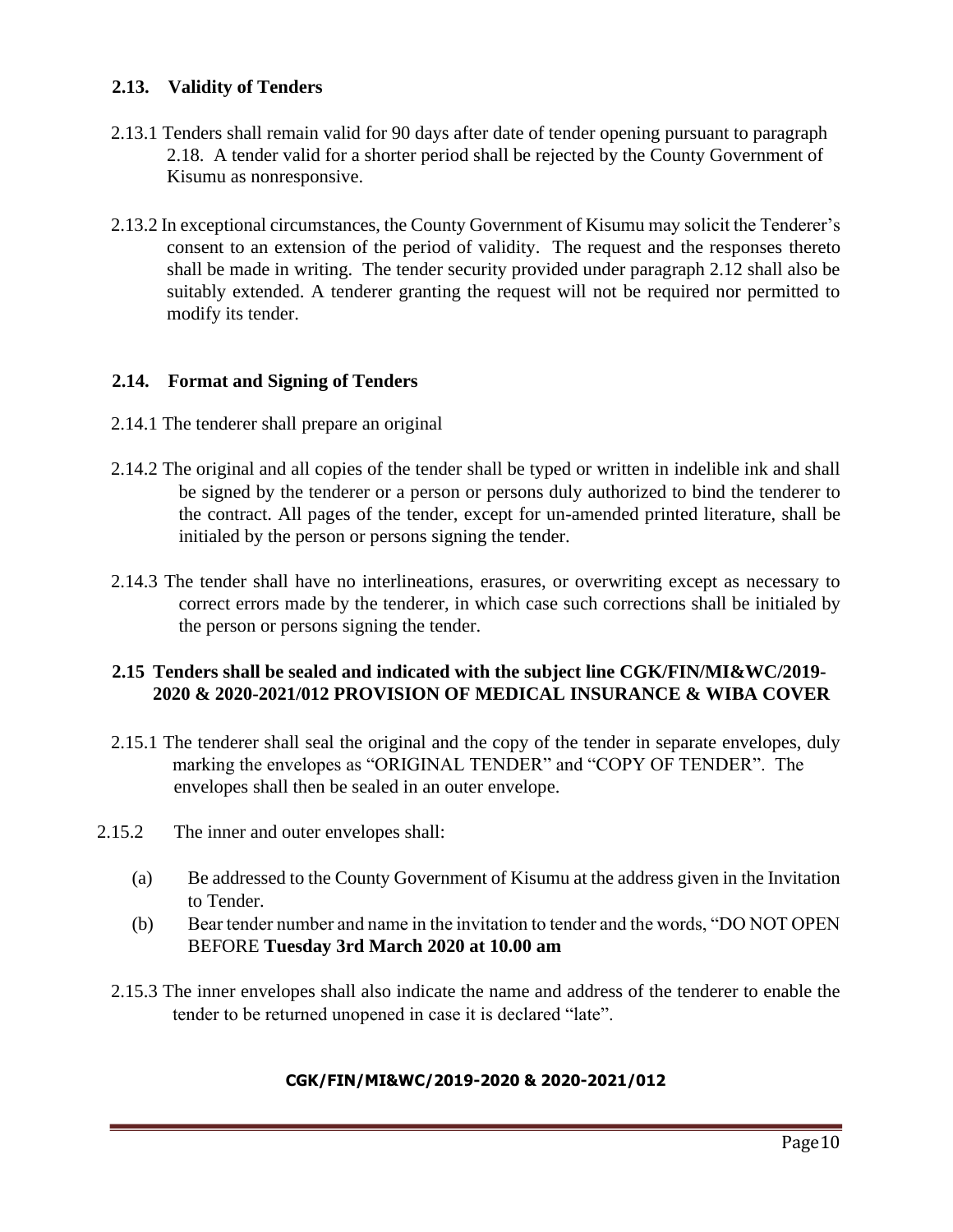## 2.13. Validity of Tenders

2.13.1 Tenders shall remain valid for 90 days after date of tender opening pursuant to paragraph 2.18. A tender valid for a shorter period shall be rejected by the County Government of Kisumu as nonresponsive.

2.13.2 In exceptional circumstances, the County Government of Kisumu may solicit the Tenderer's consent to an extension of the period of validity. The request and the responses thereto shall be made in writing. The tender security provided under paragraph 2.12 shall also be suitably extended. A tenderer granting the request will not be required nor permitted to modify its tender.

## 2.14. Format and Signing of Tenders

2.14.1 The tenderer shall prepare an original

2.14.2 The original and all copies of the tender shall be typed or written in indelible ink and shall be signed by the tenderer or a person or persons duly authorized to bind the tenderer to the contract. All pages of the tender, except for un-amended printed literature, shall be initialed by the person or persons signing the tender.

2.14.3 The tender shall have no interlineations, erasures, or overwriting except as necessary to correct errors made by the tenderer, in which case such corrections shall be initialed by the person or persons signing the tender.

## 2.15 Tenders shall be sealed and indicated with the subject line CGK/FIN/MI&WC/2019-2020 & 2020-2021/012 PROVISION OF MEDICAL INSURANCE & WIBA COVER

2.15.1 The tenderer shall seal the original and the copy of the tender in separate envelopes, duly marking the envelopes as "ORIGINAL TENDER" and "COPY OF TENDER". The envelopes shall then be sealed in an outer envelope.

2.15.2 The inner and outer envelopes shall:

(a) Be addressed to the County Government of Kisumu at the address given in the Invitation to Tender.

(b) Bear tender number and name in the invitation to tender and the words, "DO NOT OPEN BEFORE **Tuesday 3rd March 2020 at 10.00 am**

2.15.3 The inner envelopes shall also indicate the name and address of the tenderer to enable the tender to be returned unopened in case it is declared "late".

**CGK/FIN/MI&WC/2019-2020 & 2020-2021/012**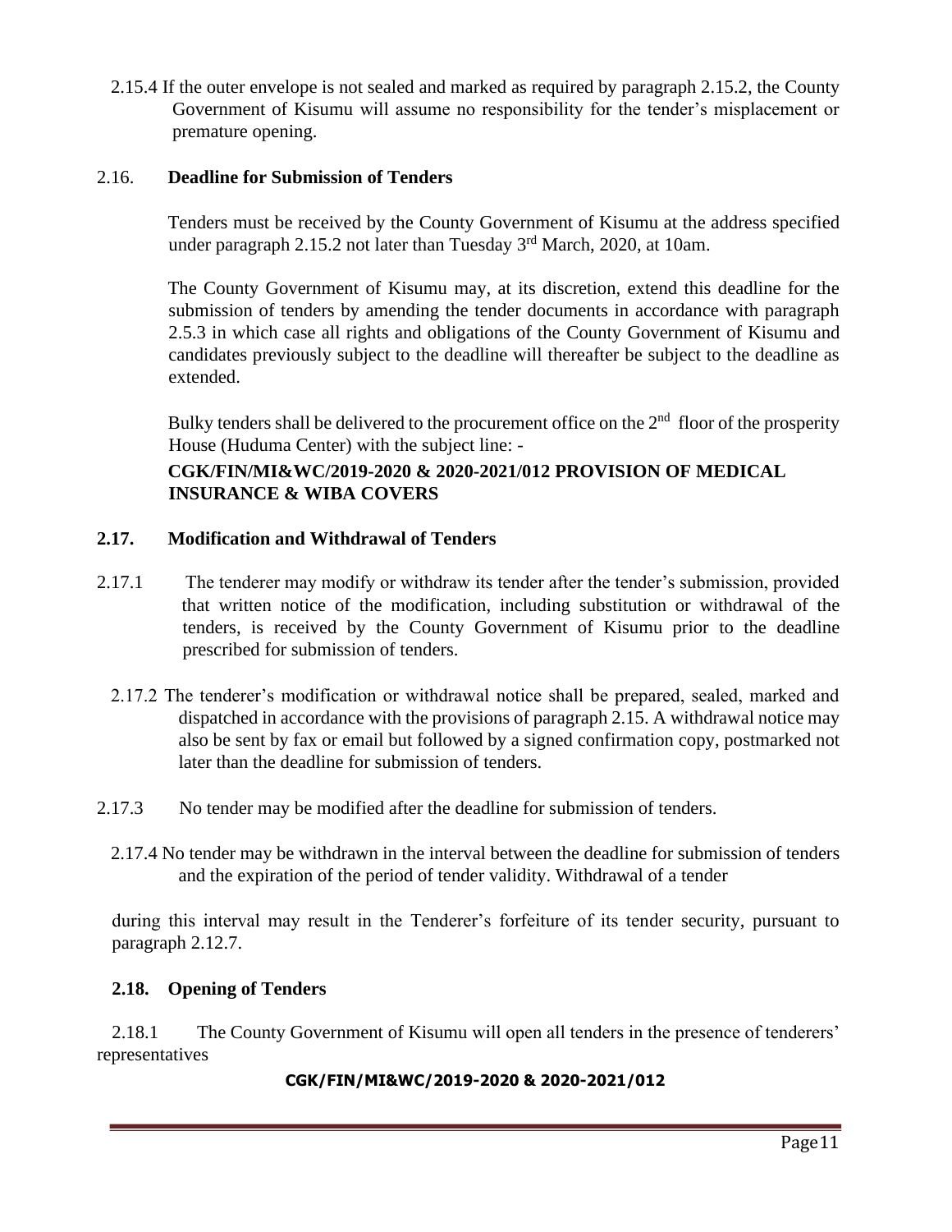2.15.4 If the outer envelope is not sealed and marked as required by paragraph 2.15.2, the County Government of Kisumu will assume no responsibility for the tender's misplacement or premature opening.

## 2.16. **Deadline for Submission of Tenders**

Tenders must be received by the County Government of Kisumu at the address specified under paragraph 2.15.2 not later than Tuesday 3rd March, 2020, at 10am.

The County Government of Kisumu may, at its discretion, extend this deadline for the submission of tenders by amending the tender documents in accordance with paragraph 2.5.3 in which case all rights and obligations of the County Government of Kisumu and candidates previously subject to the deadline will thereafter be subject to the deadline as extended.

Bulky tenders shall be delivered to the procurement office on the 2nd floor of the prosperity House (Huduma Center) with the subject line: -

**CGK/FIN/MI&WC/2019-2020 & 2020-2021/012 PROVISION OF MEDICAL INSURANCE & WIBA COVERS**

## 2.17. Modification and Withdrawal of Tenders

2.17.1 The tenderer may modify or withdraw its tender after the tender's submission, provided that written notice of the modification, including substitution or withdrawal of the tenders, is received by the County Government of Kisumu prior to the deadline prescribed for submission of tenders.

2.17.2 The tenderer's modification or withdrawal notice shall be prepared, sealed, marked and dispatched in accordance with the provisions of paragraph 2.15. A withdrawal notice may also be sent by fax or email but followed by a signed confirmation copy, postmarked not later than the deadline for submission of tenders.

2.17.3 No tender may be modified after the deadline for submission of tenders.

2.17.4 No tender may be withdrawn in the interval between the deadline for submission of tenders and the expiration of the period of tender validity. Withdrawal of a tender

during this interval may result in the Tenderer's forfeiture of its tender security, pursuant to paragraph 2.12.7.

## 2.18. Opening of Tenders

2.18.1 The County Government of Kisumu will open all tenders in the presence of tenderers' representatives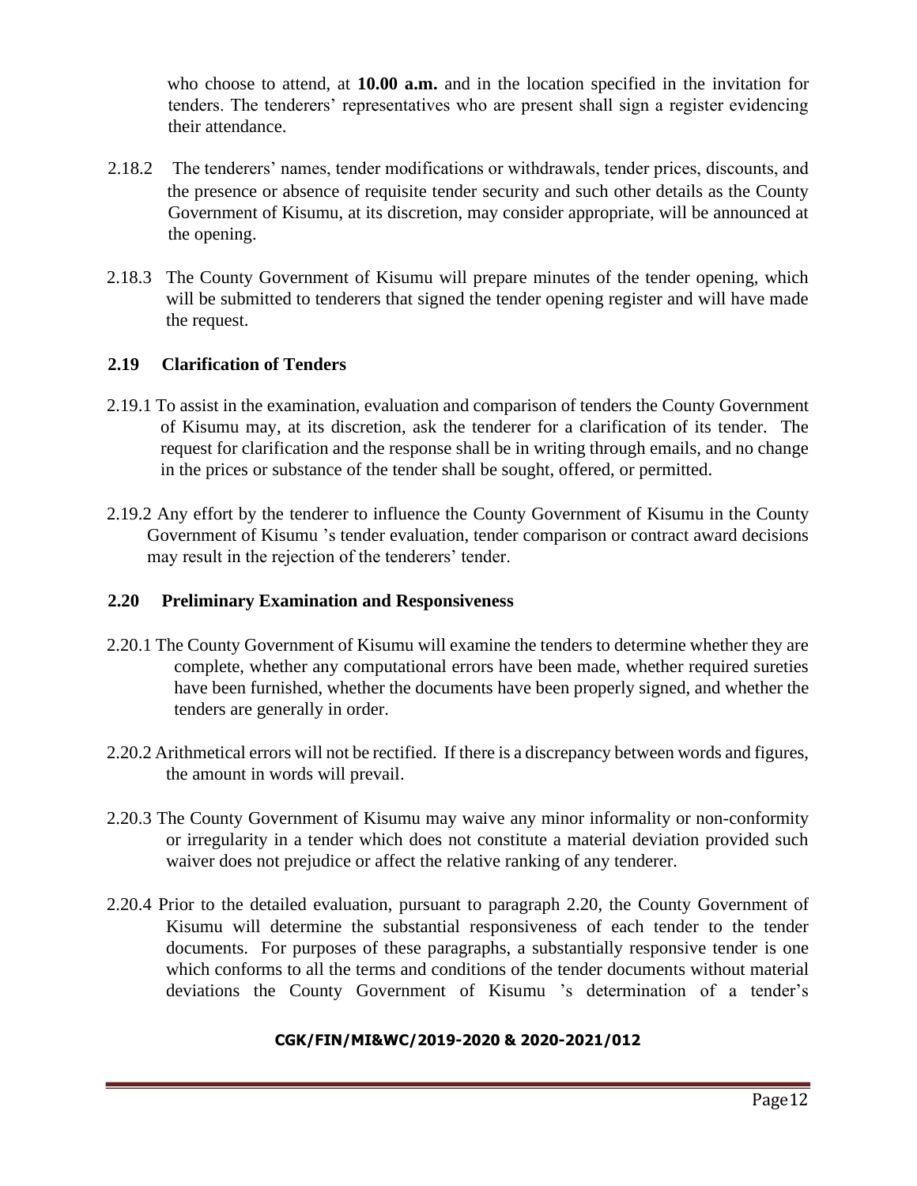who choose to attend, at **10.00 a.m.** and in the location specified in the invitation for tenders. The tenderers' representatives who are present shall sign a register evidencing their attendance.

2.18.2 The tenderers' names, tender modifications or withdrawals, tender prices, discounts, and the presence or absence of requisite tender security and such other details as the County Government of Kisumu, at its discretion, may consider appropriate, will be announced at the opening.

2.18.3 The County Government of Kisumu will prepare minutes of the tender opening, which will be submitted to tenderers that signed the tender opening register and will have made the request.

## 2.19 Clarification of Tenders

2.19.1 To assist in the examination, evaluation and comparison of tenders the County Government of Kisumu may, at its discretion, ask the tenderer for a clarification of its tender. The request for clarification and the response shall be in writing through emails, and no change in the prices or substance of the tender shall be sought, offered, or permitted.

2.19.2 Any effort by the tenderer to influence the County Government of Kisumu in the County Government of Kisumu 's tender evaluation, tender comparison or contract award decisions may result in the rejection of the tenderers' tender.

## 2.20 Preliminary Examination and Responsiveness

2.20.1 The County Government of Kisumu will examine the tenders to determine whether they are complete, whether any computational errors have been made, whether required sureties have been furnished, whether the documents have been properly signed, and whether the tenders are generally in order.

2.20.2 Arithmetical errors will not be rectified. If there is a discrepancy between words and figures, the amount in words will prevail.

2.20.3 The County Government of Kisumu may waive any minor informality or non-conformity or irregularity in a tender which does not constitute a material deviation provided such waiver does not prejudice or affect the relative ranking of any tenderer.

2.20.4 Prior to the detailed evaluation, pursuant to paragraph 2.20, the County Government of Kisumu will determine the substantial responsiveness of each tender to the tender documents. For purposes of these paragraphs, a substantially responsive tender is one which conforms to all the terms and conditions of the tender documents without material deviations the County Government of Kisumu 's determination of a tender's

**CGK/FIN/MI&WC/2019-2020 & 2020-2021/012**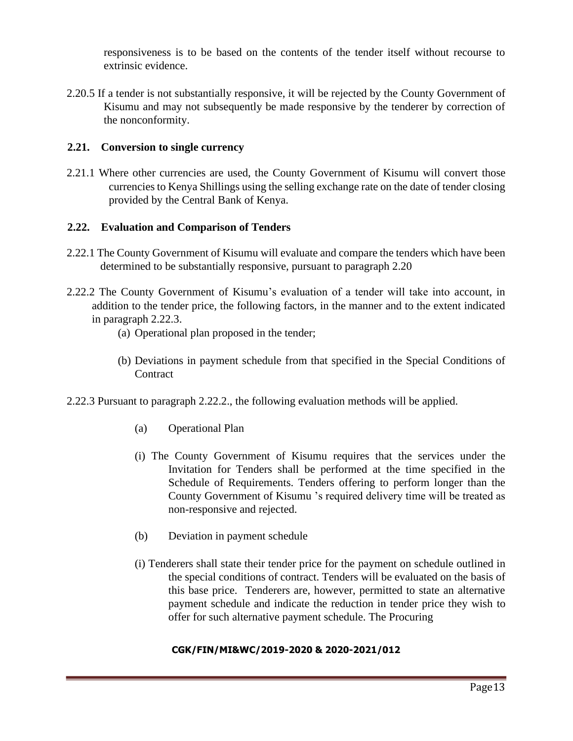responsiveness is to be based on the contents of the tender itself without recourse to extrinsic evidence.

2.20.5 If a tender is not substantially responsive, it will be rejected by the County Government of Kisumu and may not subsequently be made responsive by the tenderer by correction of the nonconformity.

### 2.21. Conversion to single currency

2.21.1 Where other currencies are used, the County Government of Kisumu will convert those currencies to Kenya Shillings using the selling exchange rate on the date of tender closing provided by the Central Bank of Kenya.

### 2.22. Evaluation and Comparison of Tenders

2.22.1 The County Government of Kisumu will evaluate and compare the tenders which have been determined to be substantially responsive, pursuant to paragraph 2.20

2.22.2 The County Government of Kisumu's evaluation of a tender will take into account, in addition to the tender price, the following factors, in the manner and to the extent indicated in paragraph 2.22.3.

(a) Operational plan proposed in the tender;

(b) Deviations in payment schedule from that specified in the Special Conditions of Contract

2.22.3 Pursuant to paragraph 2.22.2., the following evaluation methods will be applied.

(a) Operational Plan

(i) The County Government of Kisumu requires that the services under the Invitation for Tenders shall be performed at the time specified in the Schedule of Requirements. Tenders offering to perform longer than the County Government of Kisumu 's required delivery time will be treated as non-responsive and rejected.

(b) Deviation in payment schedule

(i) Tenderers shall state their tender price for the payment on schedule outlined in the special conditions of contract. Tenders will be evaluated on the basis of this base price. Tenderers are, however, permitted to state an alternative payment schedule and indicate the reduction in tender price they wish to offer for such alternative payment schedule. The Procuring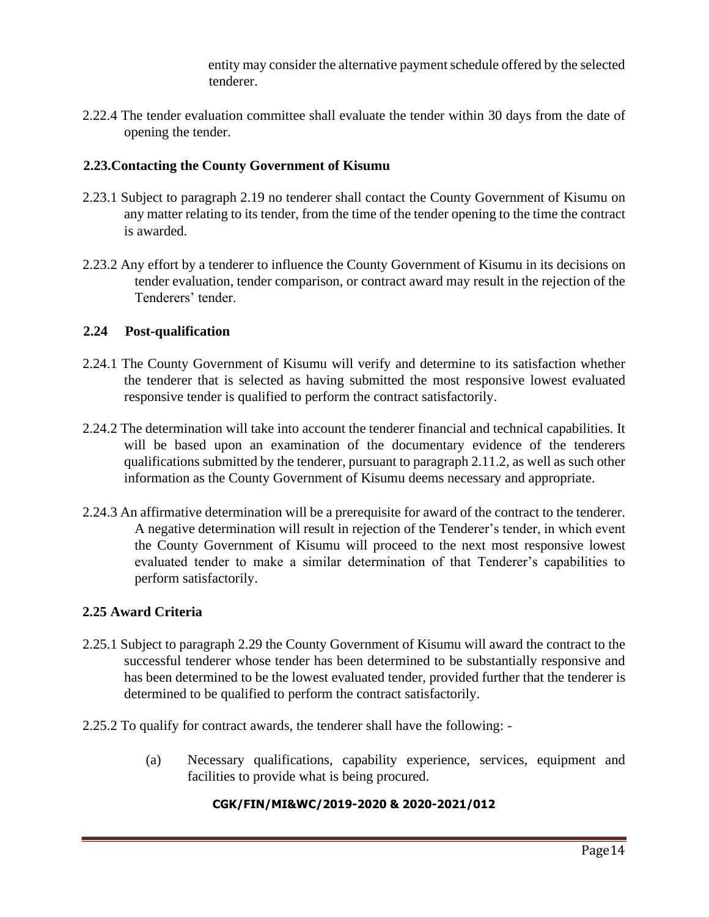entity may consider the alternative payment schedule offered by the selected tenderer.

2.22.4 The tender evaluation committee shall evaluate the tender within 30 days from the date of opening the tender.

## 2.23. Contacting the County Government of Kisumu

2.23.1 Subject to paragraph 2.19 no tenderer shall contact the County Government of Kisumu on any matter relating to its tender, from the time of the tender opening to the time the contract is awarded.

2.23.2 Any effort by a tenderer to influence the County Government of Kisumu in its decisions on tender evaluation, tender comparison, or contract award may result in the rejection of the Tenderers' tender.

## 2.24 Post-qualification

2.24.1 The County Government of Kisumu will verify and determine to its satisfaction whether the tenderer that is selected as having submitted the most responsive lowest evaluated responsive tender is qualified to perform the contract satisfactorily.

2.24.2 The determination will take into account the tenderer financial and technical capabilities. It will be based upon an examination of the documentary evidence of the tenderers qualifications submitted by the tenderer, pursuant to paragraph 2.11.2, as well as such other information as the County Government of Kisumu deems necessary and appropriate.

2.24.3 An affirmative determination will be a prerequisite for award of the contract to the tenderer. A negative determination will result in rejection of the Tenderer's tender, in which event the County Government of Kisumu will proceed to the next most responsive lowest evaluated tender to make a similar determination of that Tenderer's capabilities to perform satisfactorily.

## 2.25 Award Criteria

2.25.1 Subject to paragraph 2.29 the County Government of Kisumu will award the contract to the successful tenderer whose tender has been determined to be substantially responsive and has been determined to be the lowest evaluated tender, provided further that the tenderer is determined to be qualified to perform the contract satisfactorily.

2.25.2 To qualify for contract awards, the tenderer shall have the following: -

(a) Necessary qualifications, capability experience, services, equipment and facilities to provide what is being procured.

**CGK/FIN/MI&WC/2019-2020 & 2020-2021/012**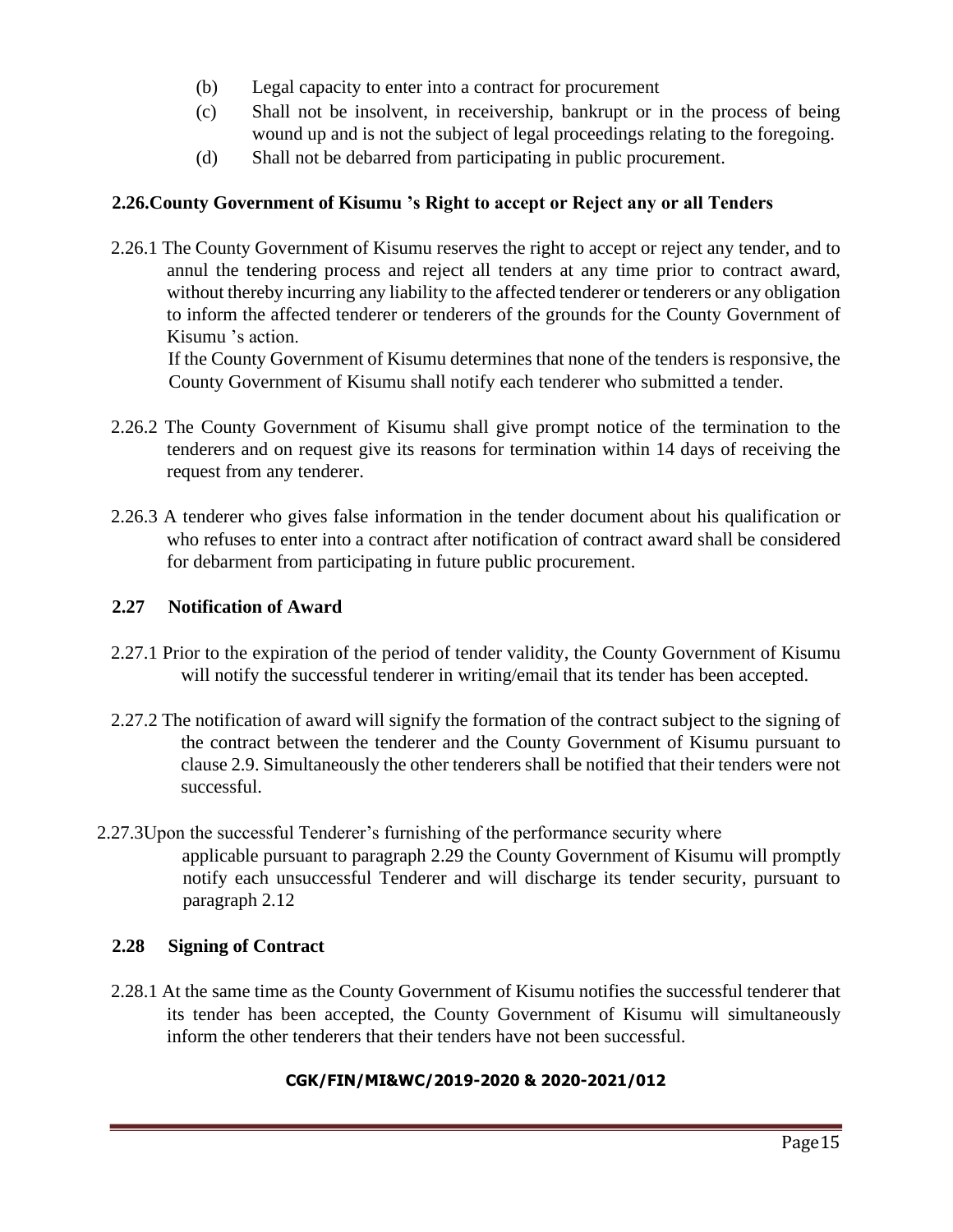(b) Legal capacity to enter into a contract for procurement

(c) Shall not be insolvent, in receivership, bankrupt or in the process of being wound up and is not the subject of legal proceedings relating to the foregoing.

(d) Shall not be debarred from participating in public procurement.

**2.26.County Government of Kisumu 's Right to accept or Reject any or all Tenders**

2.26.1 The County Government of Kisumu reserves the right to accept or reject any tender, and to annul the tendering process and reject all tenders at any time prior to contract award, without thereby incurring any liability to the affected tenderer or tenderers or any obligation to inform the affected tenderer or tenderers of the grounds for the County Government of Kisumu 's action.

If the County Government of Kisumu determines that none of the tenders is responsive, the County Government of Kisumu shall notify each tenderer who submitted a tender.

2.26.2 The County Government of Kisumu shall give prompt notice of the termination to the tenderers and on request give its reasons for termination within 14 days of receiving the request from any tenderer.

2.26.3 A tenderer who gives false information in the tender document about his qualification or who refuses to enter into a contract after notification of contract award shall be considered for debarment from participating in future public procurement.

**2.27 Notification of Award**

2.27.1 Prior to the expiration of the period of tender validity, the County Government of Kisumu will notify the successful tenderer in writing/email that its tender has been accepted.

2.27.2 The notification of award will signify the formation of the contract subject to the signing of the contract between the tenderer and the County Government of Kisumu pursuant to clause 2.9. Simultaneously the other tenderers shall be notified that their tenders were not successful.

2.27.3Upon the successful Tenderer's furnishing of the performance security where applicable pursuant to paragraph 2.29 the County Government of Kisumu will promptly notify each unsuccessful Tenderer and will discharge its tender security, pursuant to paragraph 2.12

**2.28 Signing of Contract**

2.28.1 At the same time as the County Government of Kisumu notifies the successful tenderer that its tender has been accepted, the County Government of Kisumu will simultaneously inform the other tenderers that their tenders have not been successful.

**CGK/FIN/MI&WC/2019-2020 & 2020-2021/012**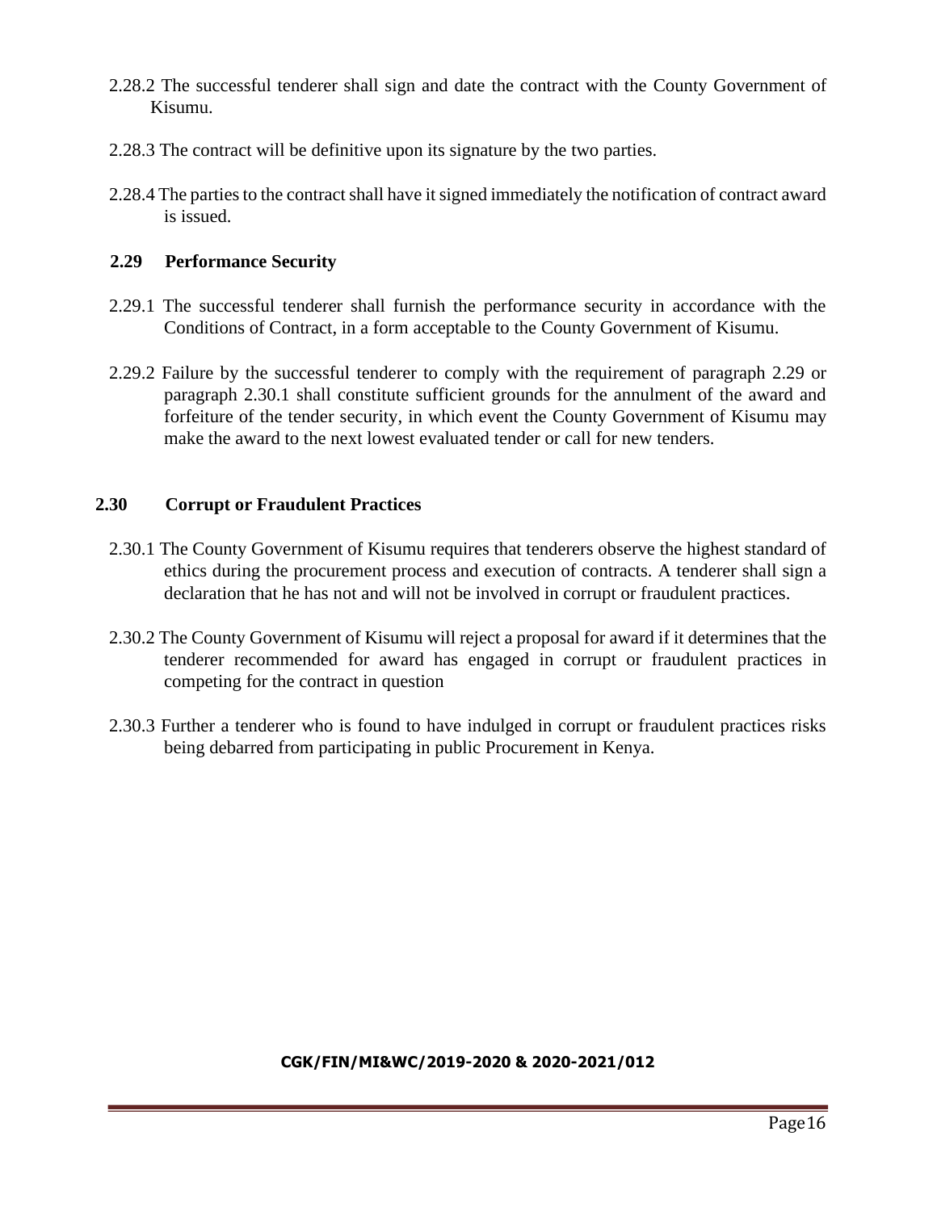2.28.2 The successful tenderer shall sign and date the contract with the County Government of Kisumu.

2.28.3 The contract will be definitive upon its signature by the two parties.

2.28.4 The parties to the contract shall have it signed immediately the notification of contract award is issued.

**2.29 Performance Security**

2.29.1 The successful tenderer shall furnish the performance security in accordance with the Conditions of Contract, in a form acceptable to the County Government of Kisumu.

2.29.2 Failure by the successful tenderer to comply with the requirement of paragraph 2.29 or paragraph 2.30.1 shall constitute sufficient grounds for the annulment of the award and forfeiture of the tender security, in which event the County Government of Kisumu may make the award to the next lowest evaluated tender or call for new tenders.

**2.30 Corrupt or Fraudulent Practices**

2.30.1 The County Government of Kisumu requires that tenderers observe the highest standard of ethics during the procurement process and execution of contracts. A tenderer shall sign a declaration that he has not and will not be involved in corrupt or fraudulent practices.

2.30.2 The County Government of Kisumu will reject a proposal for award if it determines that the tenderer recommended for award has engaged in corrupt or fraudulent practices in competing for the contract in question

2.30.3 Further a tenderer who is found to have indulged in corrupt or fraudulent practices risks being debarred from participating in public Procurement in Kenya.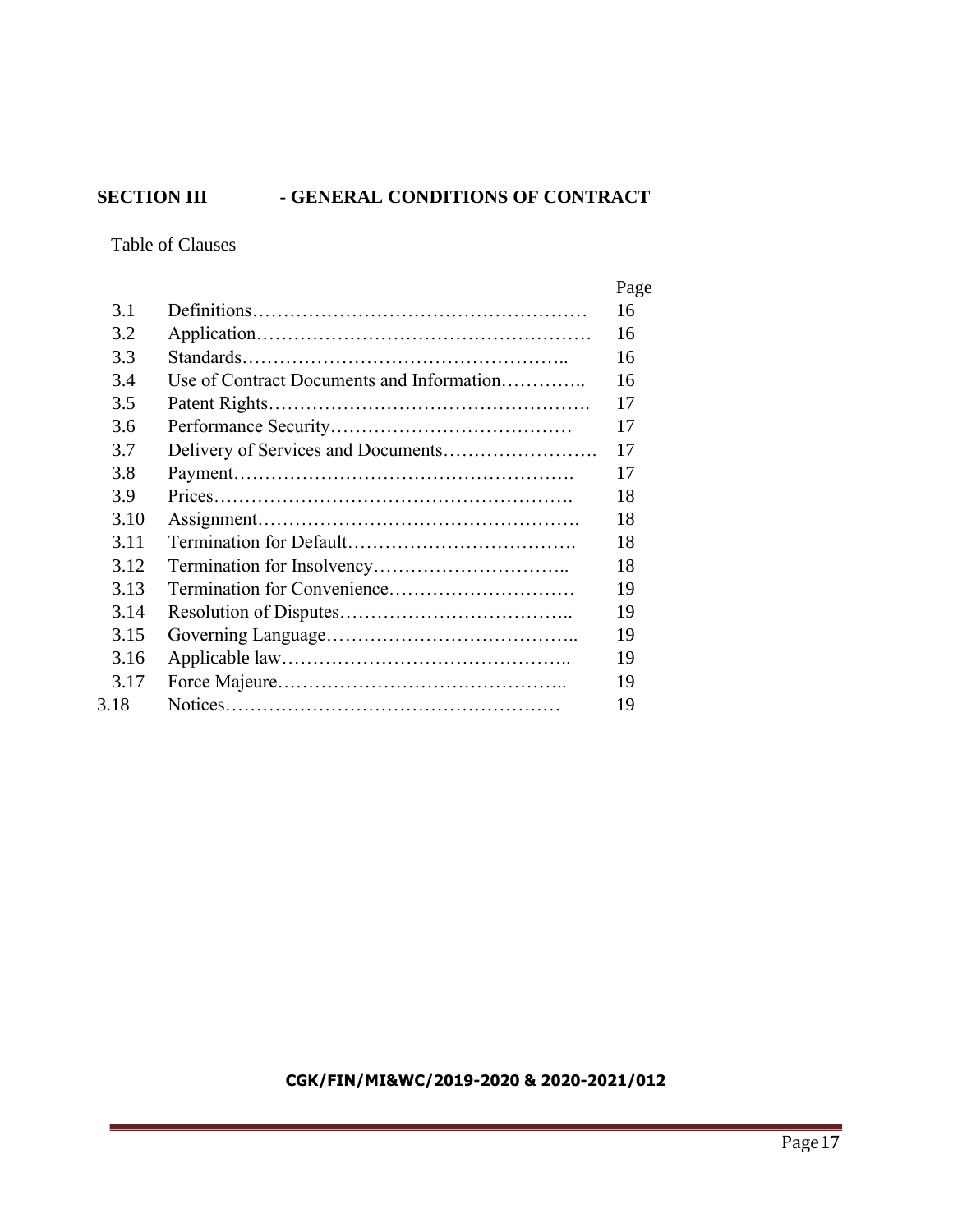## SECTION III - GENERAL CONDITIONS OF CONTRACT

Table of Clauses

| | | Page |
|---|---|---|
| 3.1 | Definitions………………………………………………… | 16 |
| 3.2 | Application……………………………………………… | 16 |
| 3.3 | Standards…………………………………………….. | 16 |
| 3.4 | Use of Contract Documents and Information………….. | 16 |
| 3.5 | Patent Rights……………………………………………. | 17 |
| 3.6 | Performance Security………………………………… | 17 |
| 3.7 | Delivery of Services and Documents……………………. | 17 |
| 3.8 | Payment………………………………………………. | 17 |
| 3.9 | Prices…………………………………………………. | 18 |
| 3.10 | Assignment……………………………………………. | 18 |
| 3.11 | Termination for Default………………………………. | 18 |
| 3.12 | Termination for Insolvency………………………….. | 18 |
| 3.13 | Termination for Convenience………………………… | 19 |
| 3.14 | Resolution of Disputes……………………………….. | 19 |
| 3.15 | Governing Language………………………………….. | 19 |
| 3.16 | Applicable law……………………………………….. | 19 |
| 3.17 | Force Majeure……………………………………….. | 19 |
| 3.18 | Notices……………………………………………… | 19 |

**CGK/FIN/MI&WC/2019-2020 & 2020-2021/012**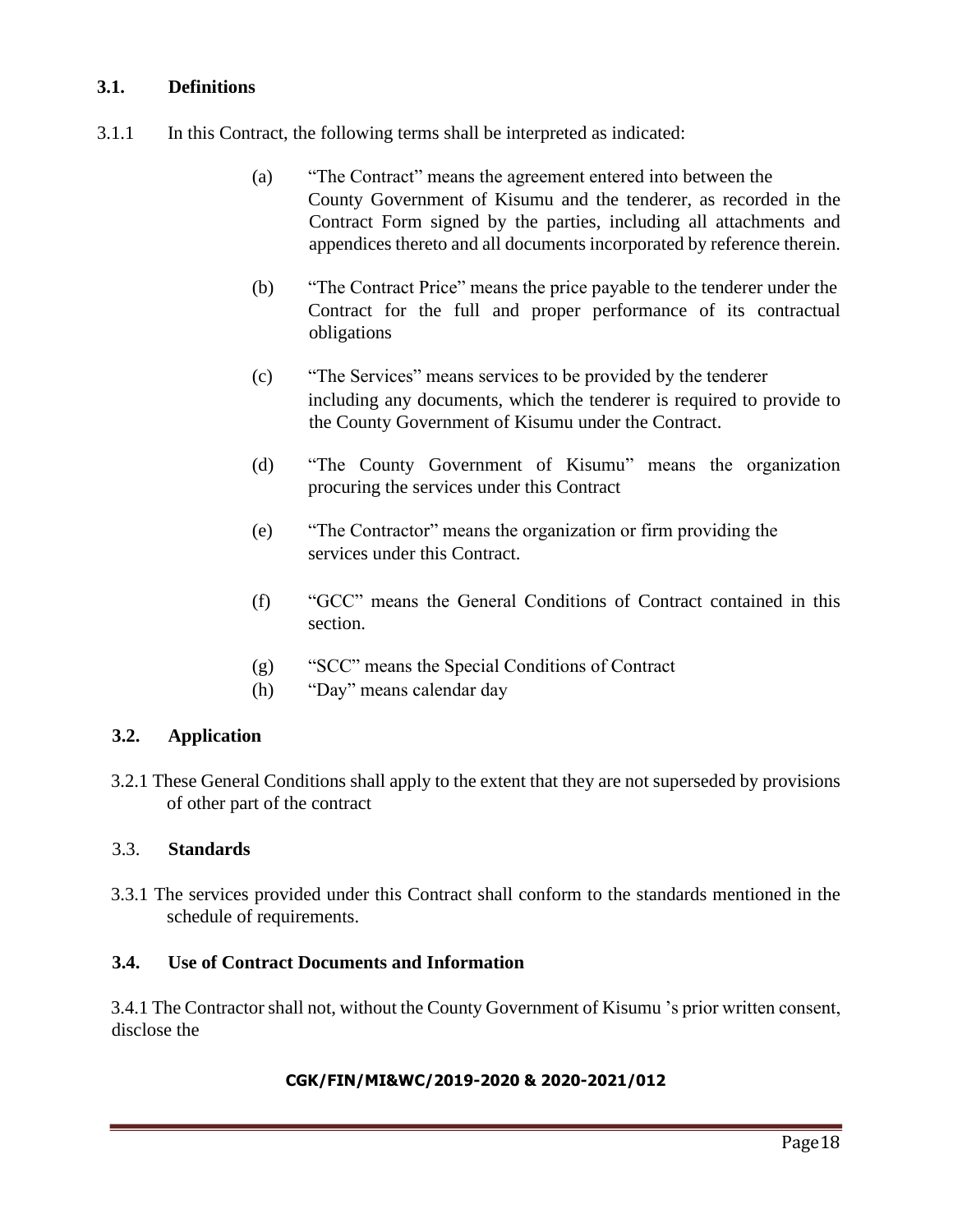### 3.1. Definitions

3.1.1 In this Contract, the following terms shall be interpreted as indicated:

(a) "The Contract" means the agreement entered into between the County Government of Kisumu and the tenderer, as recorded in the Contract Form signed by the parties, including all attachments and appendices thereto and all documents incorporated by reference therein.

(b) "The Contract Price" means the price payable to the tenderer under the Contract for the full and proper performance of its contractual obligations

(c) "The Services" means services to be provided by the tenderer including any documents, which the tenderer is required to provide to the County Government of Kisumu under the Contract.

(d) "The County Government of Kisumu" means the organization procuring the services under this Contract

(e) "The Contractor" means the organization or firm providing the services under this Contract.

(f) "GCC" means the General Conditions of Contract contained in this section.

(g) "SCC" means the Special Conditions of Contract

(h) "Day" means calendar day

### 3.2. Application

3.2.1 These General Conditions shall apply to the extent that they are not superseded by provisions of other part of the contract

### 3.3. Standards

3.3.1 The services provided under this Contract shall conform to the standards mentioned in the schedule of requirements.

### 3.4. Use of Contract Documents and Information

3.4.1 The Contractor shall not, without the County Government of Kisumu 's prior written consent, disclose the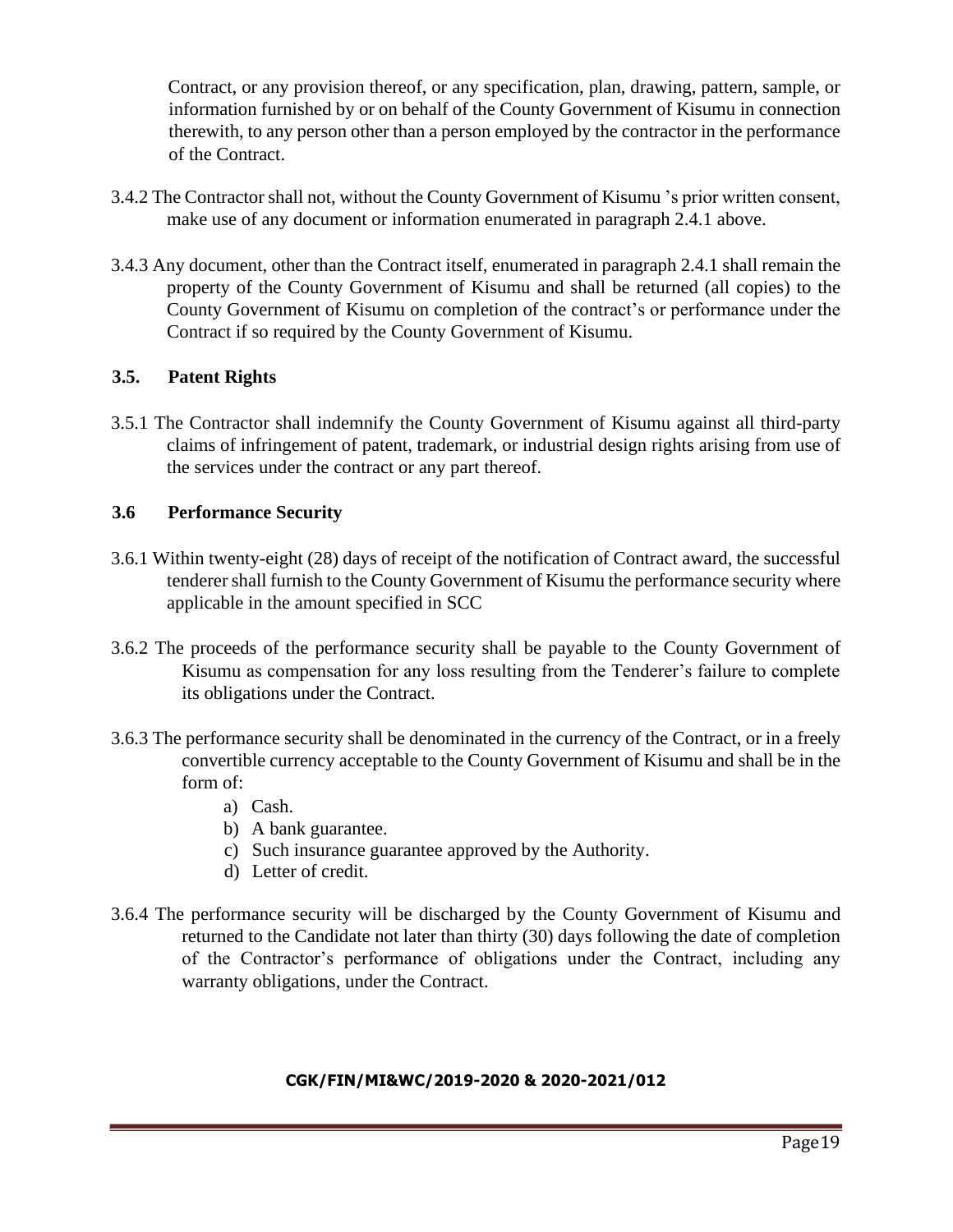Contract, or any provision thereof, or any specification, plan, drawing, pattern, sample, or information furnished by or on behalf of the County Government of Kisumu in connection therewith, to any person other than a person employed by the contractor in the performance of the Contract.

3.4.2 The Contractor shall not, without the County Government of Kisumu 's prior written consent, make use of any document or information enumerated in paragraph 2.4.1 above.

3.4.3 Any document, other than the Contract itself, enumerated in paragraph 2.4.1 shall remain the property of the County Government of Kisumu and shall be returned (all copies) to the County Government of Kisumu on completion of the contract's or performance under the Contract if so required by the County Government of Kisumu.

### 3.5. Patent Rights

3.5.1 The Contractor shall indemnify the County Government of Kisumu against all third-party claims of infringement of patent, trademark, or industrial design rights arising from use of the services under the contract or any part thereof.

### 3.6 Performance Security

3.6.1 Within twenty-eight (28) days of receipt of the notification of Contract award, the successful tenderer shall furnish to the County Government of Kisumu the performance security where applicable in the amount specified in SCC

3.6.2 The proceeds of the performance security shall be payable to the County Government of Kisumu as compensation for any loss resulting from the Tenderer's failure to complete its obligations under the Contract.

3.6.3 The performance security shall be denominated in the currency of the Contract, or in a freely convertible currency acceptable to the County Government of Kisumu and shall be in the form of:

a) Cash.
b) A bank guarantee.
c) Such insurance guarantee approved by the Authority.
d) Letter of credit.

3.6.4 The performance security will be discharged by the County Government of Kisumu and returned to the Candidate not later than thirty (30) days following the date of completion of the Contractor's performance of obligations under the Contract, including any warranty obligations, under the Contract.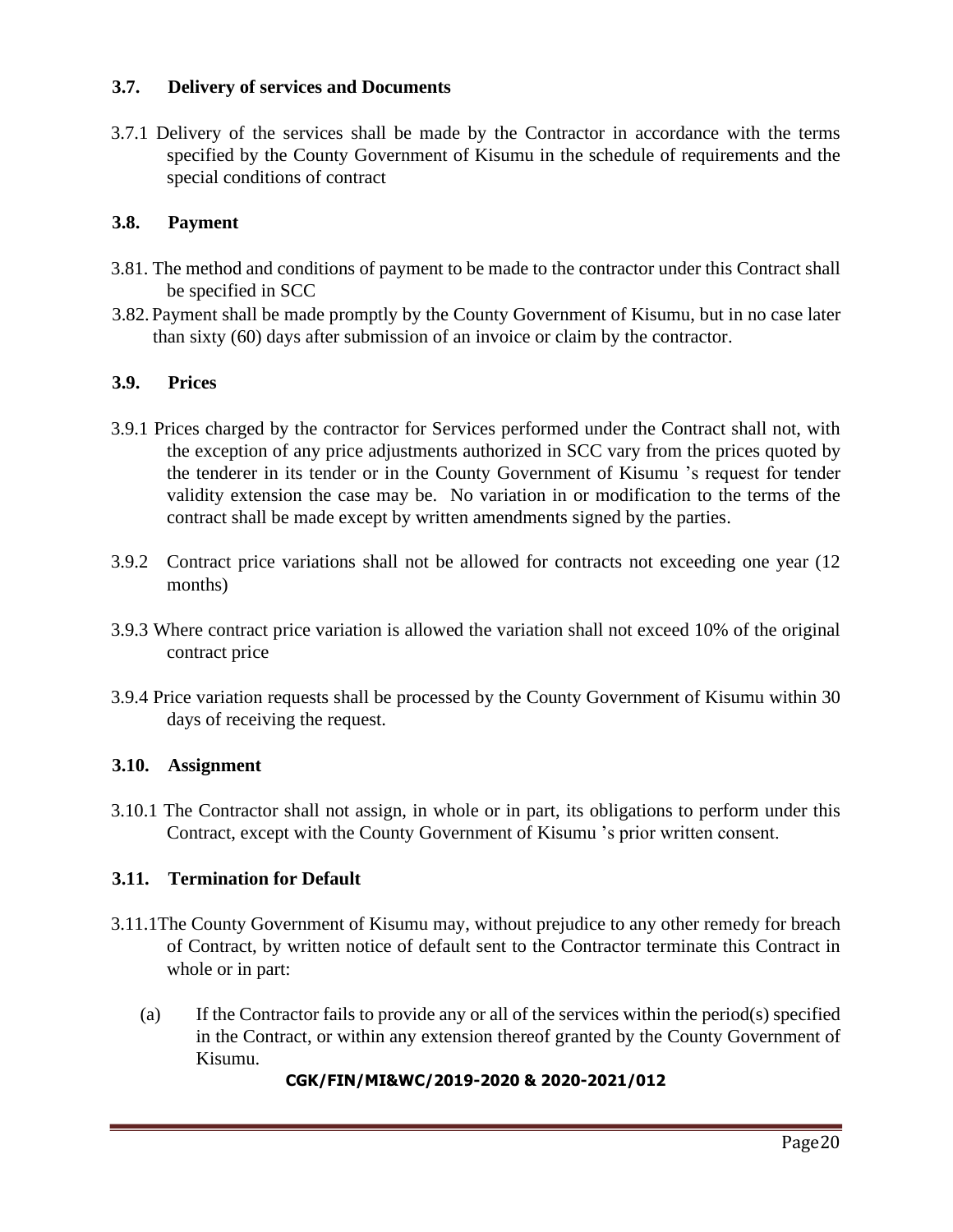### 3.7. Delivery of services and Documents

3.7.1 Delivery of the services shall be made by the Contractor in accordance with the terms specified by the County Government of Kisumu in the schedule of requirements and the special conditions of contract

### 3.8. Payment

3.81. The method and conditions of payment to be made to the contractor under this Contract shall be specified in SCC

3.82. Payment shall be made promptly by the County Government of Kisumu, but in no case later than sixty (60) days after submission of an invoice or claim by the contractor.

### 3.9. Prices

3.9.1 Prices charged by the contractor for Services performed under the Contract shall not, with the exception of any price adjustments authorized in SCC vary from the prices quoted by the tenderer in its tender or in the County Government of Kisumu 's request for tender validity extension the case may be. No variation in or modification to the terms of the contract shall be made except by written amendments signed by the parties.

3.9.2 Contract price variations shall not be allowed for contracts not exceeding one year (12 months)

3.9.3 Where contract price variation is allowed the variation shall not exceed 10% of the original contract price

3.9.4 Price variation requests shall be processed by the County Government of Kisumu within 30 days of receiving the request.

### 3.10. Assignment

3.10.1 The Contractor shall not assign, in whole or in part, its obligations to perform under this Contract, except with the County Government of Kisumu 's prior written consent.

### 3.11. Termination for Default

3.11.1The County Government of Kisumu may, without prejudice to any other remedy for breach of Contract, by written notice of default sent to the Contractor terminate this Contract in whole or in part:

(a) If the Contractor fails to provide any or all of the services within the period(s) specified in the Contract, or within any extension thereof granted by the County Government of Kisumu.

**CGK/FIN/MI&WC/2019-2020 & 2020-2021/012**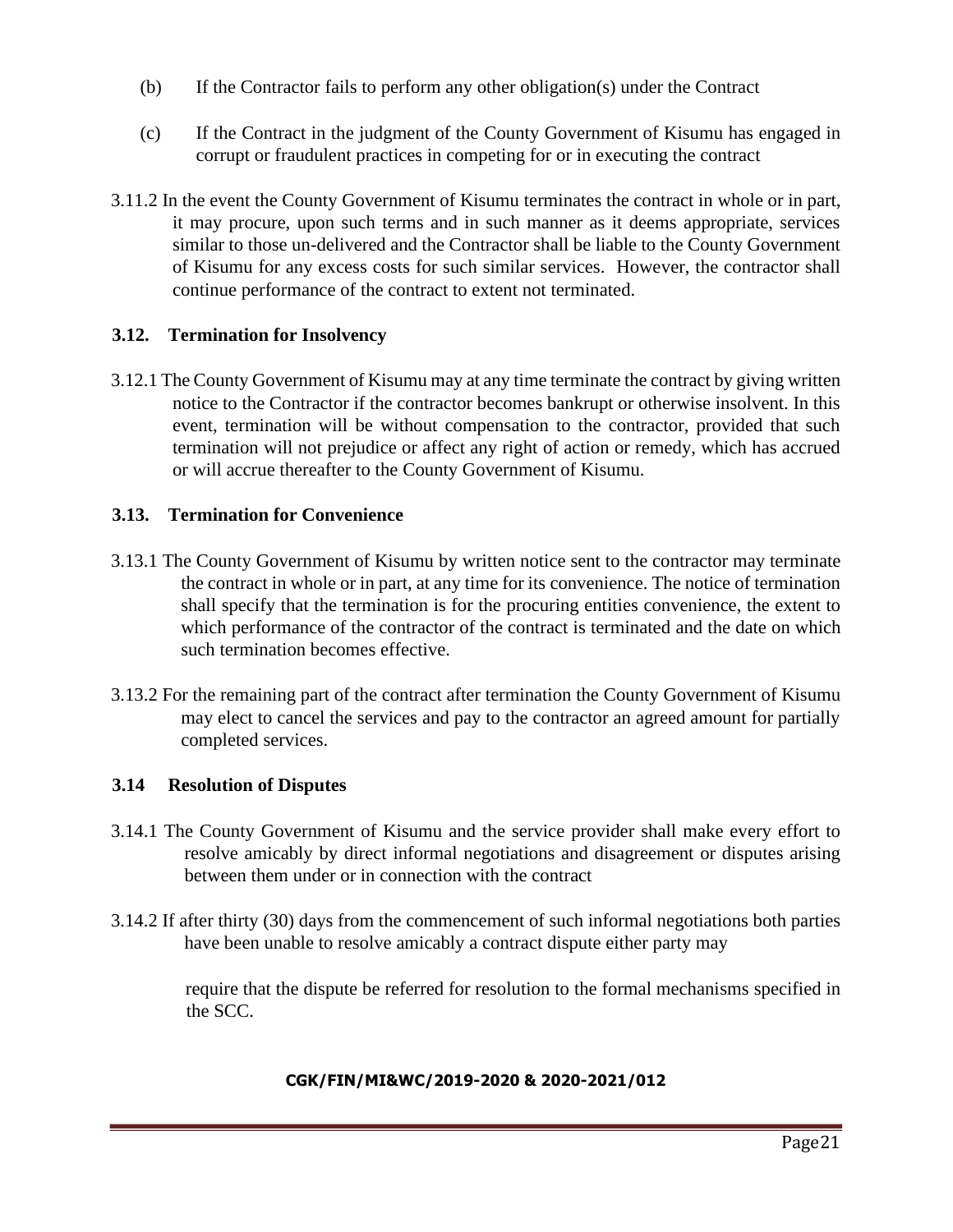(b) If the Contractor fails to perform any other obligation(s) under the Contract

(c) If the Contract in the judgment of the County Government of Kisumu has engaged in corrupt or fraudulent practices in competing for or in executing the contract

3.11.2 In the event the County Government of Kisumu terminates the contract in whole or in part, it may procure, upon such terms and in such manner as it deems appropriate, services similar to those un-delivered and the Contractor shall be liable to the County Government of Kisumu for any excess costs for such similar services. However, the contractor shall continue performance of the contract to extent not terminated.

### 3.12. Termination for Insolvency

3.12.1 The County Government of Kisumu may at any time terminate the contract by giving written notice to the Contractor if the contractor becomes bankrupt or otherwise insolvent. In this event, termination will be without compensation to the contractor, provided that such termination will not prejudice or affect any right of action or remedy, which has accrued or will accrue thereafter to the County Government of Kisumu.

### 3.13. Termination for Convenience

3.13.1 The County Government of Kisumu by written notice sent to the contractor may terminate the contract in whole or in part, at any time for its convenience. The notice of termination shall specify that the termination is for the procuring entities convenience, the extent to which performance of the contractor of the contract is terminated and the date on which such termination becomes effective.

3.13.2 For the remaining part of the contract after termination the County Government of Kisumu may elect to cancel the services and pay to the contractor an agreed amount for partially completed services.

### 3.14 Resolution of Disputes

3.14.1 The County Government of Kisumu and the service provider shall make every effort to resolve amicably by direct informal negotiations and disagreement or disputes arising between them under or in connection with the contract

3.14.2 If after thirty (30) days from the commencement of such informal negotiations both parties have been unable to resolve amicably a contract dispute either party may

require that the dispute be referred for resolution to the formal mechanisms specified in the SCC.

**CGK/FIN/MI&WC/2019-2020 & 2020-2021/012**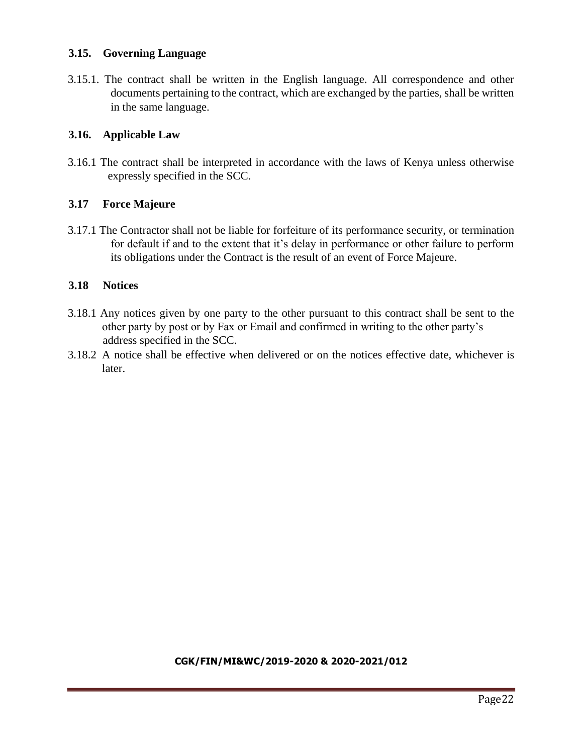### 3.15. Governing Language

3.15.1. The contract shall be written in the English language. All correspondence and other documents pertaining to the contract, which are exchanged by the parties, shall be written in the same language.

### 3.16. Applicable Law

3.16.1 The contract shall be interpreted in accordance with the laws of Kenya unless otherwise expressly specified in the SCC.

### 3.17 Force Majeure

3.17.1 The Contractor shall not be liable for forfeiture of its performance security, or termination for default if and to the extent that it's delay in performance or other failure to perform its obligations under the Contract is the result of an event of Force Majeure.

### 3.18 Notices

3.18.1 Any notices given by one party to the other pursuant to this contract shall be sent to the other party by post or by Fax or Email and confirmed in writing to the other party's address specified in the SCC.

3.18.2 A notice shall be effective when delivered or on the notices effective date, whichever is later.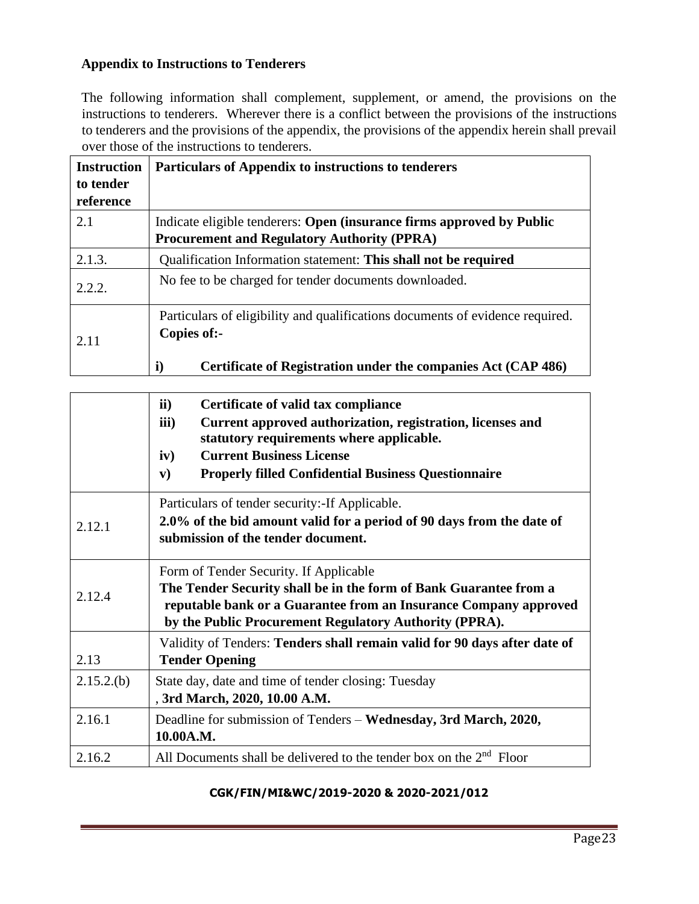## Appendix to Instructions to Tenderers

The following information shall complement, supplement, or amend, the provisions on the instructions to tenderers. Wherever there is a conflict between the provisions of the instructions to tenderers and the provisions of the appendix, the provisions of the appendix herein shall prevail over those of the instructions to tenderers.

| Instruction to tender reference | Particulars of Appendix to instructions to tenderers |
|---|---|
| 2.1 | Indicate eligible tenderers: **Open (insurance firms approved by Public Procurement and Regulatory Authority (PPRA)** |
| 2.1.3. | Qualification Information statement: **This shall not be required** |
| 2.2.2. | No fee to be charged for tender documents downloaded. |
| 2.11 | Particulars of eligibility and qualifications documents of evidence required. **Copies of:-**<br>**i) Certificate of Registration under the companies Act (CAP 486)**<br>**ii) Certificate of valid tax compliance**<br>**iii) Current approved authorization, registration, licenses and statutory requirements where applicable.**<br>**iv) Current Business License**<br>**v) Properly filled Confidential Business Questionnaire** |
| 2.12.1 | Particulars of tender security:-If Applicable.<br>**2.0% of the bid amount valid for a period of 90 days from the date of submission of the tender document.** |
| 2.12.4 | Form of Tender Security. If Applicable<br>**The Tender Security shall be in the form of Bank Guarantee from a reputable bank or a Guarantee from an Insurance Company approved by the Public Procurement Regulatory Authority (PPRA).** |
| 2.13 | Validity of Tenders: **Tenders shall remain valid for 90 days after date of Tender Opening** |
| 2.15.2.(b) | State day, date and time of tender closing: Tuesday , **3rd March, 2020, 10.00 A.M.** |
| 2.16.1 | Deadline for submission of Tenders – **Wednesday, 3rd March, 2020, 10.00A.M.** |
| 2.16.2 | All Documents shall be delivered to the tender box on the 2nd Floor |

**CGK/FIN/MI&WC/2019-2020 & 2020-2021/012**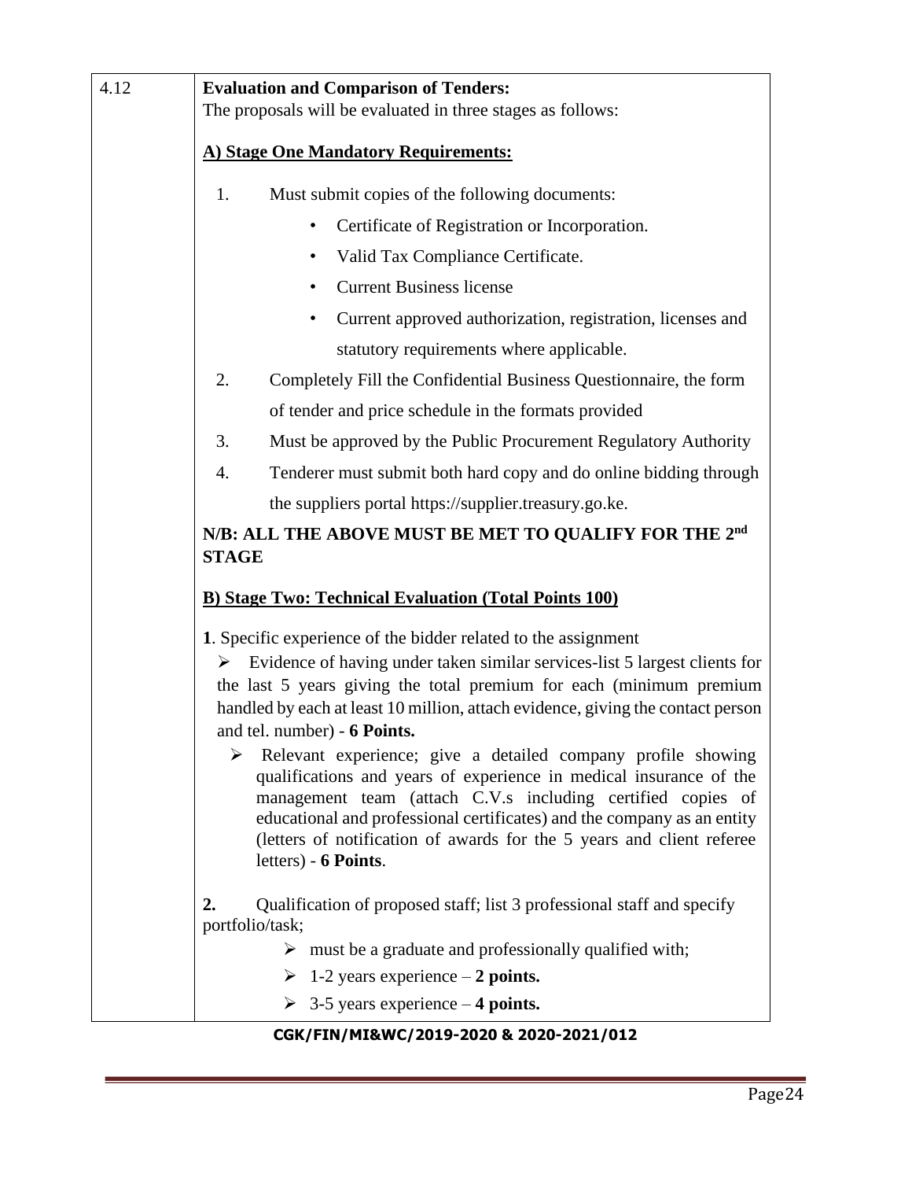| 4.12 | **Evaluation and Comparison of Tenders:** |
|---|---|

The proposals will be evaluated in three stages as follows:

**A) Stage One Mandatory Requirements:**

1. Must submit copies of the following documents:
   - Certificate of Registration or Incorporation.
   - Valid Tax Compliance Certificate.
   - Current Business license
   - Current approved authorization, registration, licenses and statutory requirements where applicable.
2. Completely Fill the Confidential Business Questionnaire, the form of tender and price schedule in the formats provided
3. Must be approved by the Public Procurement Regulatory Authority
4. Tenderer must submit both hard copy and do online bidding through the suppliers portal https://supplier.treasury.go.ke.

**N/B: ALL THE ABOVE MUST BE MET TO QUALIFY FOR THE 2nd STAGE**

**B) Stage Two: Technical Evaluation (Total Points 100)**

**1**. Specific experience of the bidder related to the assignment

- Evidence of having under taken similar services-list 5 largest clients for the last 5 years giving the total premium for each (minimum premium handled by each at least 10 million, attach evidence, giving the contact person and tel. number) - **6 Points.**
- Relevant experience; give a detailed company profile showing qualifications and years of experience in medical insurance of the management team (attach C.V.s including certified copies of educational and professional certificates) and the company as an entity (letters of notification of awards for the 5 years and client referee letters) - **6 Points**.

**2.** Qualification of proposed staff; list 3 professional staff and specify portfolio/task;

- must be a graduate and professionally qualified with;
- 1-2 years experience – **2 points.**
- 3-5 years experience – **4 points.**

**CGK/FIN/MI&WC/2019-2020 & 2020-2021/012**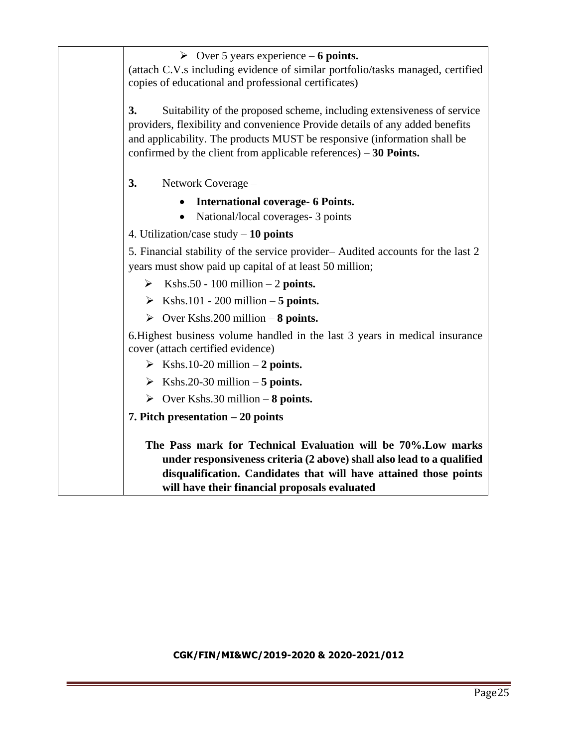| | ➢ Over 5 years experience – **6 points.**<br>(attach C.V.s including evidence of similar portfolio/tasks managed, certified copies of educational and professional certificates)<br><br>**3.** Suitability of the proposed scheme, including extensiveness of service providers, flexibility and convenience Provide details of any added benefits and applicability. The products MUST be responsive (information shall be confirmed by the client from applicable references) – **30 Points.**<br><br>**3.** Network Coverage –<br>• **International coverage- 6 Points.**<br>• National/local coverages- 3 points<br><br>4. Utilization/case study – **10 points**<br><br>5. Financial stability of the service provider– Audited accounts for the last 2 years must show paid up capital of at least 50 million;<br>➢ Kshs.50 - 100 million – 2 **points.**<br>➢ Kshs.101 - 200 million – **5 points.**<br>➢ Over Kshs.200 million – **8 points.**<br><br>6.Highest business volume handled in the last 3 years in medical insurance cover (attach certified evidence)<br>➢ Kshs.10-20 million – **2 points.**<br>➢ Kshs.20-30 million – **5 points.**<br>➢ Over Kshs.30 million – **8 points.**<br><br>**7. Pitch presentation – 20 points**<br><br>**The Pass mark for Technical Evaluation will be 70%.Low marks under responsiveness criteria (2 above) shall also lead to a qualified disqualification. Candidates that will have attained those points will have their financial proposals evaluated** |
|---|---|

**CGK/FIN/MI&WC/2019-2020 & 2020-2021/012**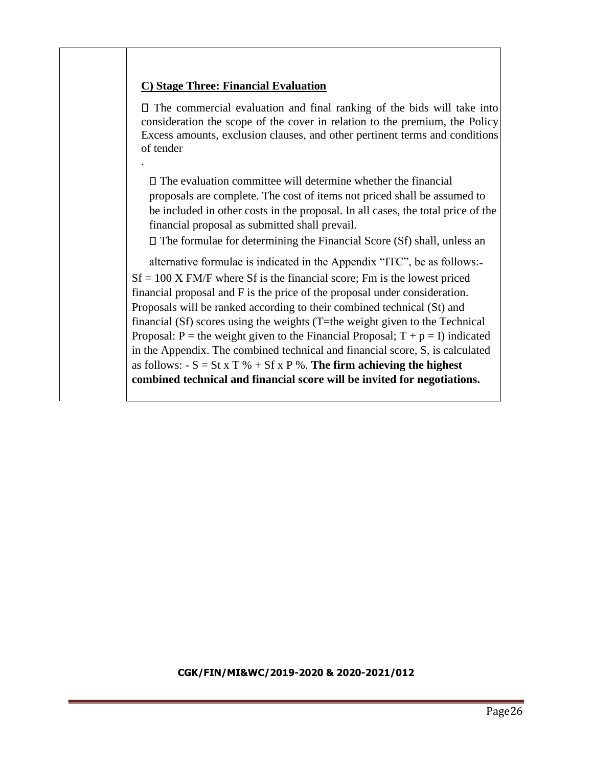**C) Stage Three: Financial Evaluation**

- The commercial evaluation and final ranking of the bids will take into consideration the scope of the cover in relation to the premium, the Policy Excess amounts, exclusion clauses, and other pertinent terms and conditions of tender

.

- The evaluation committee will determine whether the financial proposals are complete. The cost of items not priced shall be assumed to be included in other costs in the proposal. In all cases, the total price of the financial proposal as submitted shall prevail.
- The formulae for determining the Financial Score (Sf) shall, unless an alternative formulae is indicated in the Appendix "ITC", be as follows:-

$Sf = 100 \times FM/F$ where Sf is the financial score; Fm is the lowest priced financial proposal and F is the price of the proposal under consideration. Proposals will be ranked according to their combined technical (St) and financial (Sf) scores using the weights (T=the weight given to the Technical Proposal: P = the weight given to the Financial Proposal; T + p = I) indicated in the Appendix. The combined technical and financial score, S, is calculated as follows: - $S = St \times T\,\% + Sf \times P\,\%$. **The firm achieving the highest combined technical and financial score will be invited for negotiations.**

**CGK/FIN/MI&WC/2019-2020 & 2020-2021/012**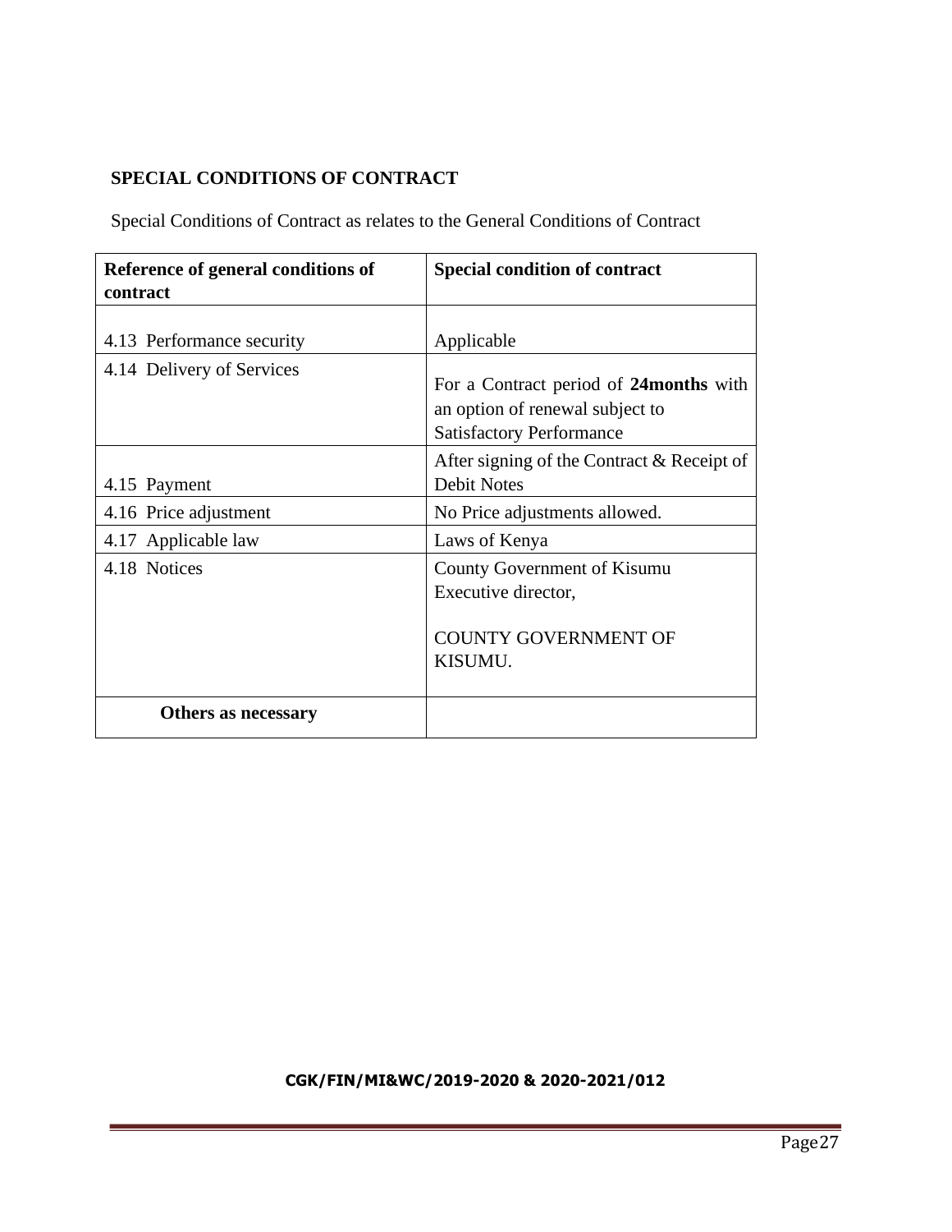## SPECIAL CONDITIONS OF CONTRACT

Special Conditions of Contract as relates to the General Conditions of Contract

| Reference of general conditions of contract | Special condition of contract |
|---|---|
| 4.13 Performance security | Applicable |
| 4.14 Delivery of Services | For a Contract period of **24months** with an option of renewal subject to Satisfactory Performance |
| 4.15 Payment | After signing of the Contract & Receipt of Debit Notes |
| 4.16 Price adjustment | No Price adjustments allowed. |
| 4.17 Applicable law | Laws of Kenya |
| 4.18 Notices | County Government of Kisumu<br>Executive director,<br><br>COUNTY GOVERNMENT OF KISUMU. |
| **Others as necessary** | |

**CGK/FIN/MI&WC/2019-2020 & 2020-2021/012**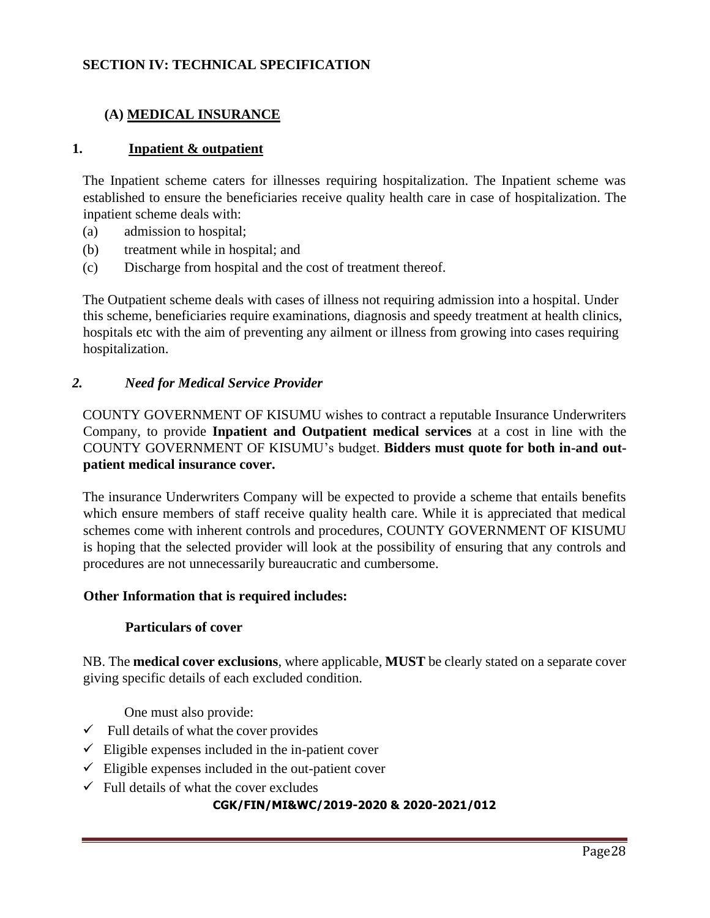## SECTION IV: TECHNICAL SPECIFICATION

### (A) MEDICAL INSURANCE

#### 1. Inpatient & outpatient

The Inpatient scheme caters for illnesses requiring hospitalization. The Inpatient scheme was established to ensure the beneficiaries receive quality health care in case of hospitalization. The inpatient scheme deals with:

(a) admission to hospital;

(b) treatment while in hospital; and

(c) Discharge from hospital and the cost of treatment thereof.

The Outpatient scheme deals with cases of illness not requiring admission into a hospital. Under this scheme, beneficiaries require examinations, diagnosis and speedy treatment at health clinics, hospitals etc with the aim of preventing any ailment or illness from growing into cases requiring hospitalization.

#### *2. Need for Medical Service Provider*

COUNTY GOVERNMENT OF KISUMU wishes to contract a reputable Insurance Underwriters Company, to provide **Inpatient and Outpatient medical services** at a cost in line with the COUNTY GOVERNMENT OF KISUMU's budget. **Bidders must quote for both in-and out-patient medical insurance cover.**

The insurance Underwriters Company will be expected to provide a scheme that entails benefits which ensure members of staff receive quality health care. While it is appreciated that medical schemes come with inherent controls and procedures, COUNTY GOVERNMENT OF KISUMU is hoping that the selected provider will look at the possibility of ensuring that any controls and procedures are not unnecessarily bureaucratic and cumbersome.

**Other Information that is required includes:**

**Particulars of cover**

NB. The **medical cover exclusions**, where applicable, **MUST** be clearly stated on a separate cover giving specific details of each excluded condition.

One must also provide:

- ✓ Full details of what the cover provides
- ✓ Eligible expenses included in the in-patient cover
- ✓ Eligible expenses included in the out-patient cover
- ✓ Full details of what the cover excludes

**CGK/FIN/MI&WC/2019-2020 & 2020-2021/012**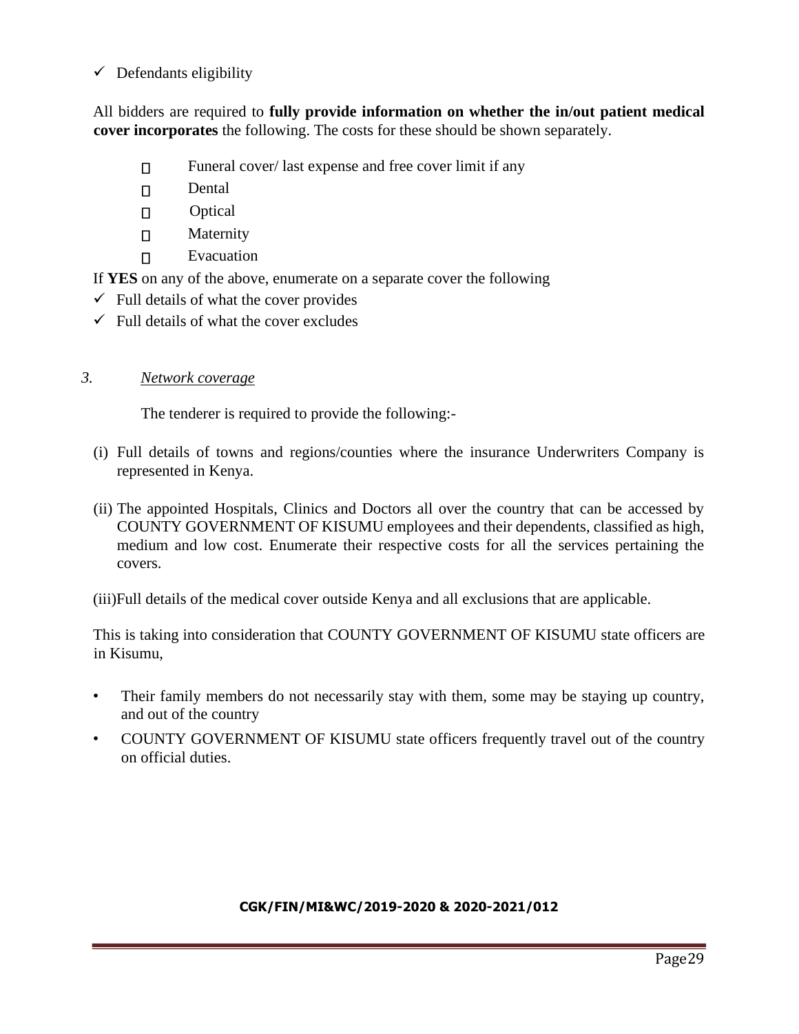- ✓ Defendants eligibility

All bidders are required to **fully provide information on whether the in/out patient medical cover incorporates** the following. The costs for these should be shown separately.

- Funeral cover/ last expense and free cover limit if any
- Dental
- Optical
- Maternity
- Evacuation

If **YES** on any of the above, enumerate on a separate cover the following

- ✓ Full details of what the cover provides
- ✓ Full details of what the cover excludes

*3.* *Network coverage*

The tenderer is required to provide the following:-

(i) Full details of towns and regions/counties where the insurance Underwriters Company is represented in Kenya.

(ii) The appointed Hospitals, Clinics and Doctors all over the country that can be accessed by COUNTY GOVERNMENT OF KISUMU employees and their dependents, classified as high, medium and low cost. Enumerate their respective costs for all the services pertaining the covers.

(iii)Full details of the medical cover outside Kenya and all exclusions that are applicable.

This is taking into consideration that COUNTY GOVERNMENT OF KISUMU state officers are in Kisumu,

- Their family members do not necessarily stay with them, some may be staying up country, and out of the country
- COUNTY GOVERNMENT OF KISUMU state officers frequently travel out of the country on official duties.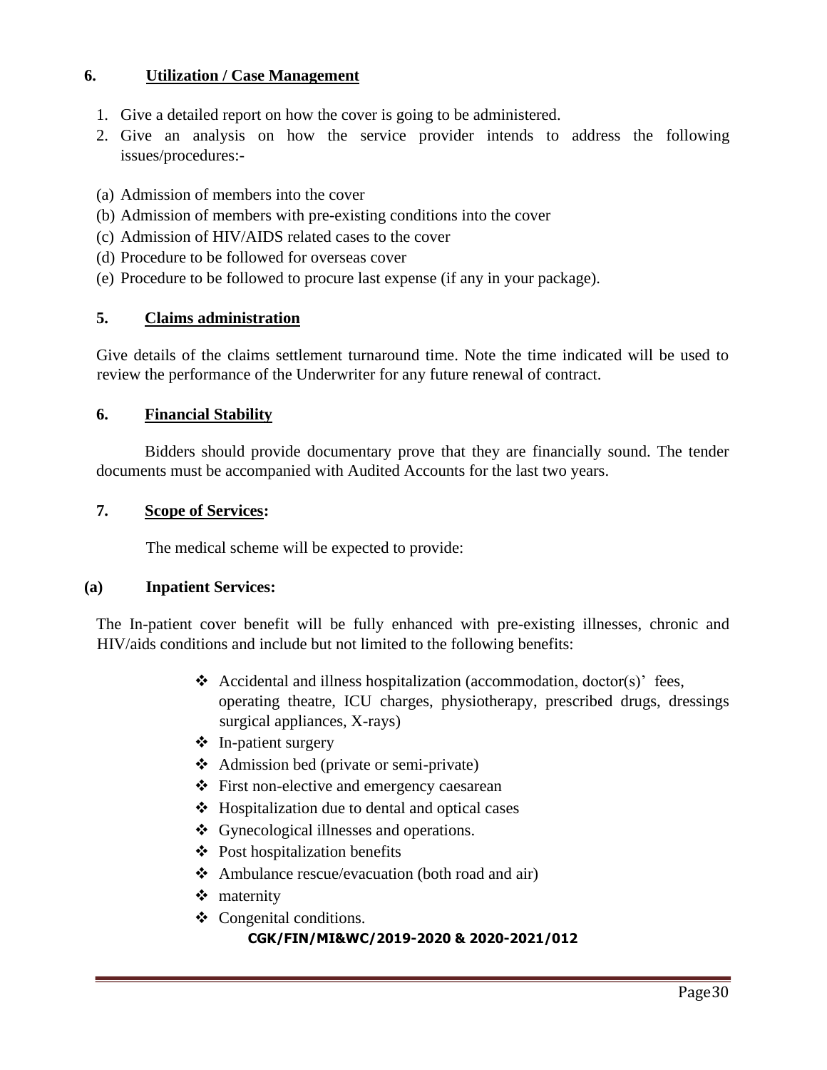## 6. Utilization / Case Management

1. Give a detailed report on how the cover is going to be administered.
2. Give an analysis on how the service provider intends to address the following issues/procedures:-

(a) Admission of members into the cover
(b) Admission of members with pre-existing conditions into the cover
(c) Admission of HIV/AIDS related cases to the cover
(d) Procedure to be followed for overseas cover
(e) Procedure to be followed to procure last expense (if any in your package).

## 5. Claims administration

Give details of the claims settlement turnaround time. Note the time indicated will be used to review the performance of the Underwriter for any future renewal of contract.

## 6. Financial Stability

Bidders should provide documentary prove that they are financially sound. The tender documents must be accompanied with Audited Accounts for the last two years.

## 7. Scope of Services:

The medical scheme will be expected to provide:

### (a) Inpatient Services:

The In-patient cover benefit will be fully enhanced with pre-existing illnesses, chronic and HIV/aids conditions and include but not limited to the following benefits:

- ❖ Accidental and illness hospitalization (accommodation, doctor(s)' fees, operating theatre, ICU charges, physiotherapy, prescribed drugs, dressings surgical appliances, X-rays)
- ❖ In-patient surgery
- ❖ Admission bed (private or semi-private)
- ❖ First non-elective and emergency caesarean
- ❖ Hospitalization due to dental and optical cases
- ❖ Gynecological illnesses and operations.
- ❖ Post hospitalization benefits
- ❖ Ambulance rescue/evacuation (both road and air)
- ❖ maternity
- ❖ Congenital conditions.

**CGK/FIN/MI&WC/2019-2020 & 2020-2021/012**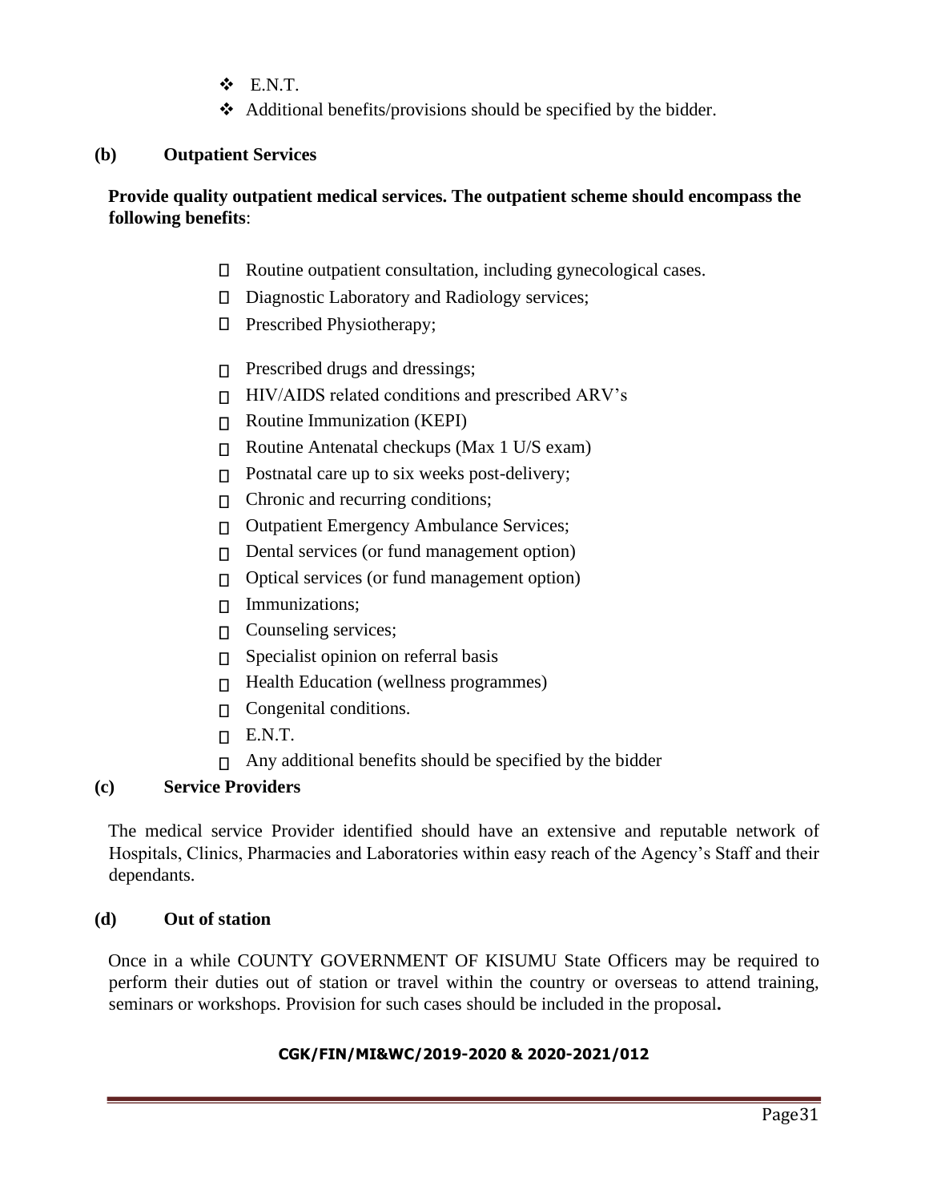- E.N.T.
- Additional benefits/provisions should be specified by the bidder.

**(b) Outpatient Services**

**Provide quality outpatient medical services. The outpatient scheme should encompass the following benefits**:

- Routine outpatient consultation, including gynecological cases.
- Diagnostic Laboratory and Radiology services;
- Prescribed Physiotherapy;
- Prescribed drugs and dressings;
- HIV/AIDS related conditions and prescribed ARV's
- Routine Immunization (KEPI)
- Routine Antenatal checkups (Max 1 U/S exam)
- Postnatal care up to six weeks post-delivery;
- Chronic and recurring conditions;
- Outpatient Emergency Ambulance Services;
- Dental services (or fund management option)
- Optical services (or fund management option)
- Immunizations;
- Counseling services;
- Specialist opinion on referral basis
- Health Education (wellness programmes)
- Congenital conditions.
- E.N.T.
- Any additional benefits should be specified by the bidder

**(c) Service Providers**

The medical service Provider identified should have an extensive and reputable network of Hospitals, Clinics, Pharmacies and Laboratories within easy reach of the Agency's Staff and their dependants.

**(d) Out of station**

Once in a while COUNTY GOVERNMENT OF KISUMU State Officers may be required to perform their duties out of station or travel within the country or overseas to attend training, seminars or workshops. Provision for such cases should be included in the proposal**.**

**CGK/FIN/MI&WC/2019-2020 & 2020-2021/012**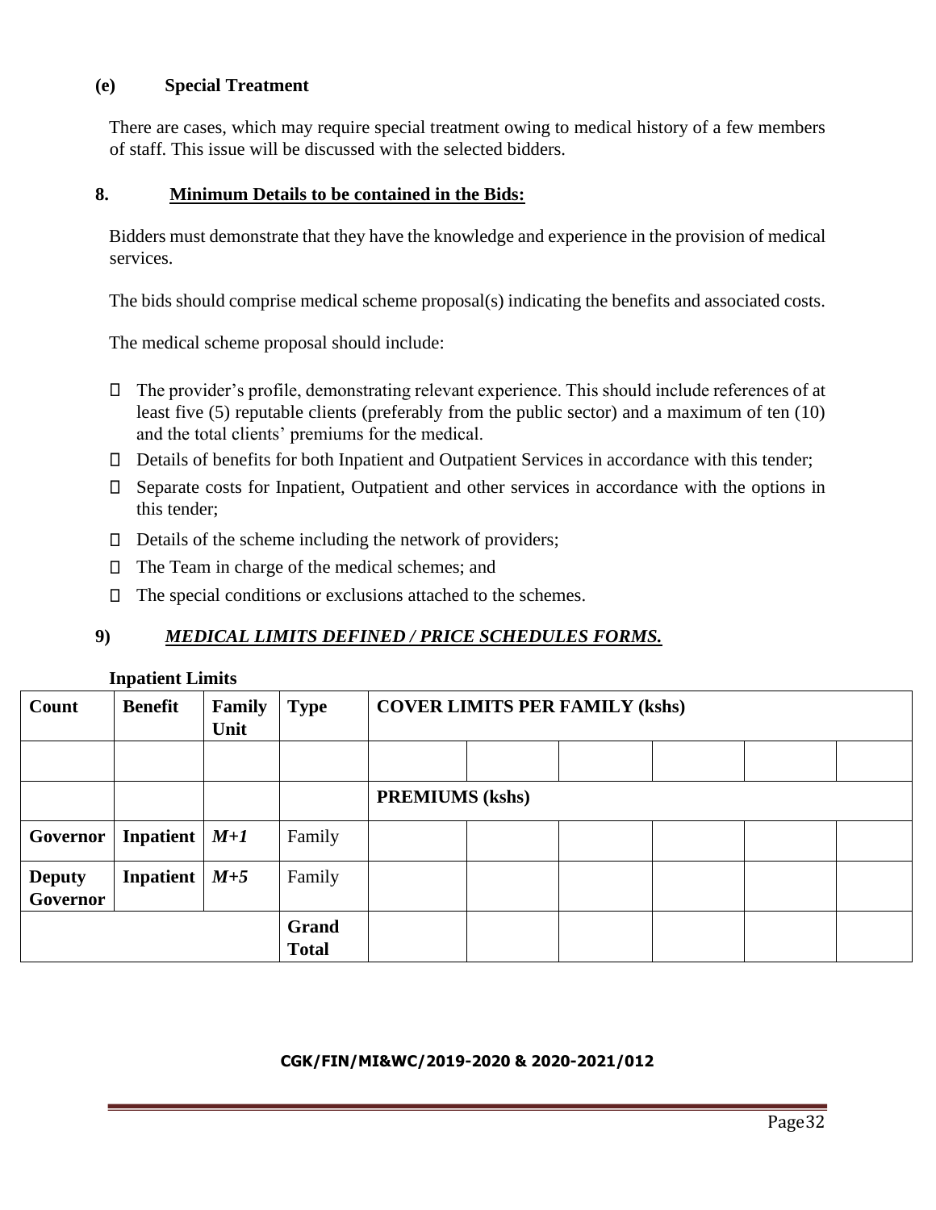**(e) Special Treatment**

There are cases, which may require special treatment owing to medical history of a few members of staff. This issue will be discussed with the selected bidders.

**8. <u>Minimum Details to be contained in the Bids:</u>**

Bidders must demonstrate that they have the knowledge and experience in the provision of medical services.

The bids should comprise medical scheme proposal(s) indicating the benefits and associated costs.

The medical scheme proposal should include:

- The provider's profile, demonstrating relevant experience. This should include references of at least five (5) reputable clients (preferably from the public sector) and a maximum of ten (10) and the total clients' premiums for the medical.
- Details of benefits for both Inpatient and Outpatient Services in accordance with this tender;
- Separate costs for Inpatient, Outpatient and other services in accordance with the options in this tender;
- Details of the scheme including the network of providers;
- The Team in charge of the medical schemes; and
- The special conditions or exclusions attached to the schemes.

**9) *<u>MEDICAL LIMITS DEFINED / PRICE SCHEDULES FORMS.</u>***

**Inpatient Limits**

| Count | Benefit | Family Unit | Type | COVER LIMITS PER FAMILY (kshs) | | | | | |
|---|---|---|---|---|---|---|---|---|---|
| | | | | | | | | | |
| | | | | PREMIUMS (kshs) | | | | | |
| **Governor** | **Inpatient** | ***M+1*** | Family | | | | | | |
| **Deputy Governor** | **Inpatient** | ***M+5*** | Family | | | | | | |
| | | | **Grand Total** | | | | | | |

**CGK/FIN/MI&WC/2019-2020 & 2020-2021/012**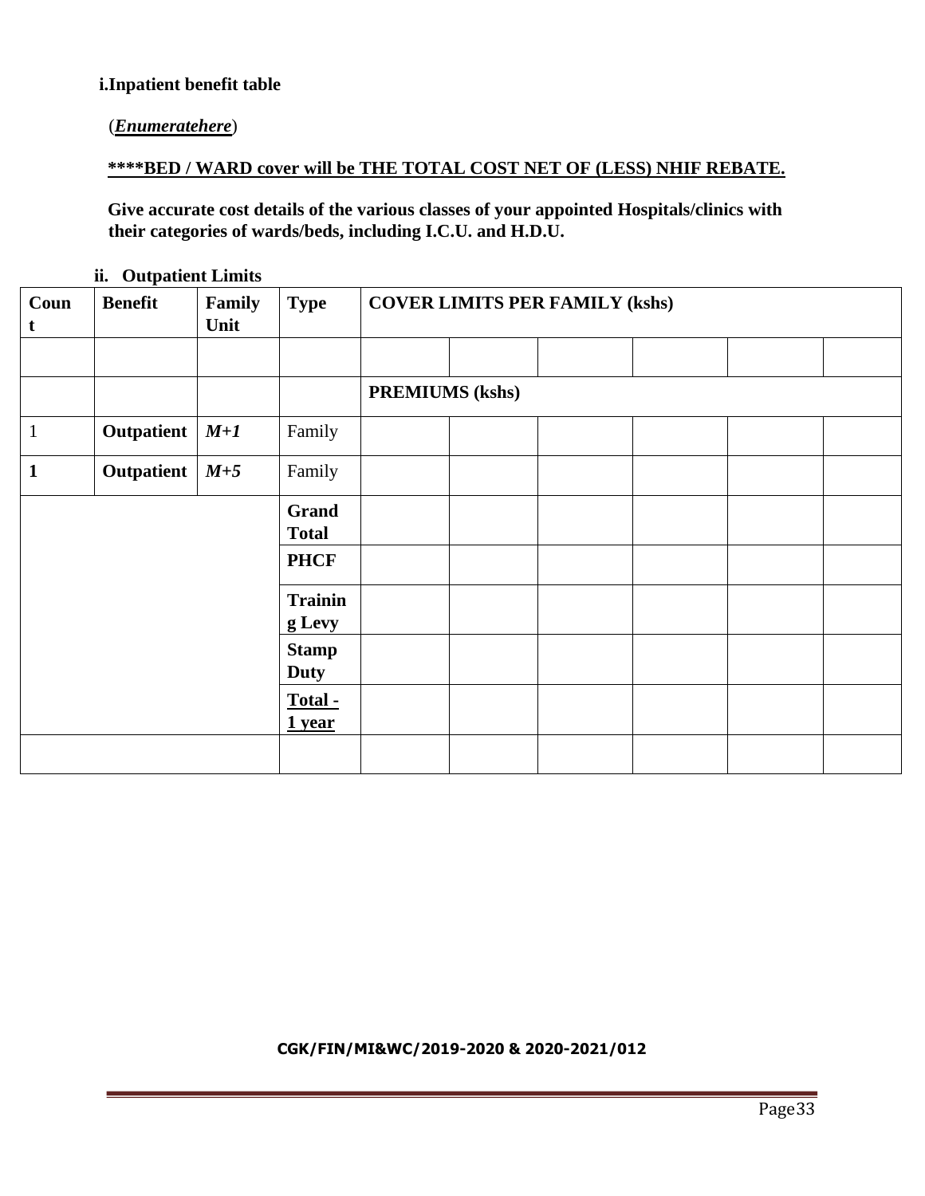**i.Inpatient benefit table**

(***Enumeratehere***)

**\*\*\*\*BED / WARD cover will be THE TOTAL COST NET OF (LESS) NHIF REBATE.**

**Give accurate cost details of the various classes of your appointed Hospitals/clinics with their categories of wards/beds, including I.C.U. and H.D.U.**

**ii. Outpatient Limits**

| Count | Benefit | Family Unit | Type | COVER LIMITS PER FAMILY (kshs) | | | | | |
|---|---|---|---|---|---|---|---|---|---|
| | | | | | | | | | |
| | | | | PREMIUMS (kshs) | | | | | |
| 1 | **Outpatient** | ***M+1*** | Family | | | | | | |
| **1** | **Outpatient** | ***M+5*** | Family | | | | | | |
| | | | **Grand Total** | | | | | | |
| | | | **PHCF** | | | | | | |
| | | | **Training Levy** | | | | | | |
| | | | **Stamp Duty** | | | | | | |
| | | | **Total - 1 year** | | | | | | |
| | | | | | | | | | |

**CGK/FIN/MI&WC/2019-2020 & 2020-2021/012**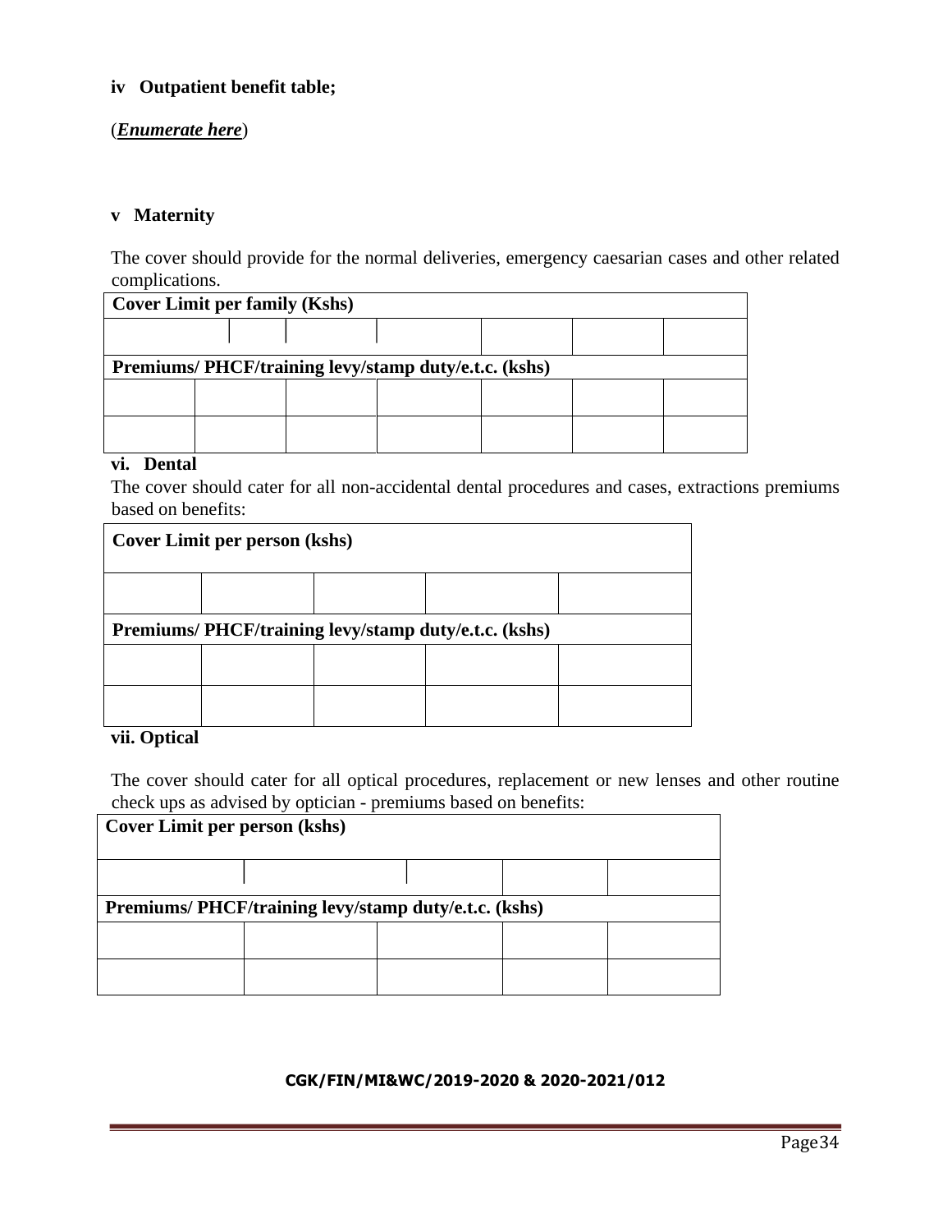**iv Outpatient benefit table;**

(***Enumerate here***)

**v Maternity**

The cover should provide for the normal deliveries, emergency caesarian cases and other related complications.

| **Cover Limit per family (Kshs)** | | | | | | |
|---|---|---|---|---|---|---|
| | | | | | | |
| **Premiums/ PHCF/training levy/stamp duty/e.t.c. (kshs)** | | | | | | |
| | | | | | | |
| | | | | | | |

**vi. Dental**

The cover should cater for all non-accidental dental procedures and cases, extractions premiums based on benefits:

| **Cover Limit per person (kshs)** | | | | |
|---|---|---|---|---|
| | | | | |
| **Premiums/ PHCF/training levy/stamp duty/e.t.c. (kshs)** | | | | |
| | | | | |
| | | | | |

**vii. Optical**

The cover should cater for all optical procedures, replacement or new lenses and other routine check ups as advised by optician - premiums based on benefits:

| **Cover Limit per person (kshs)** | | | | |
|---|---|---|---|---|
| | | | | |
| **Premiums/ PHCF/training levy/stamp duty/e.t.c. (kshs)** | | | | |
| | | | | |
| | | | | |

**CGK/FIN/MI&WC/2019-2020 & 2020-2021/012**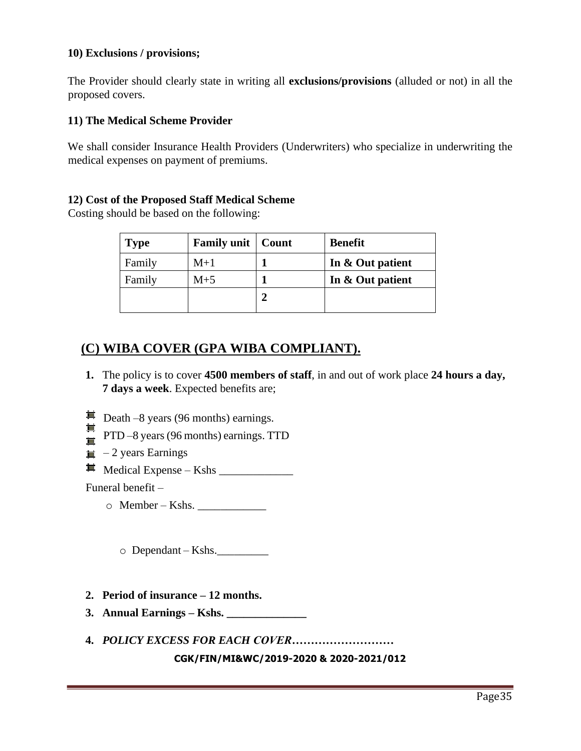**10) Exclusions / provisions;**

The Provider should clearly state in writing all **exclusions/provisions** (alluded or not) in all the proposed covers.

**11) The Medical Scheme Provider**

We shall consider Insurance Health Providers (Underwriters) who specialize in underwriting the medical expenses on payment of premiums.

**12) Cost of the Proposed Staff Medical Scheme**

Costing should be based on the following:

| **Type** | **Family unit** | **Count** | **Benefit** |
|---|---|---|---|
| Family | M+1 | **1** | **In & Out patient** |
| Family | M+5 | **1** | **In & Out patient** |
| | | **2** | |

## (C) WIBA COVER (GPA WIBA COMPLIANT).

1. The policy is to cover **4500 members of staff**, in and out of work place **24 hours a day, 7 days a week**. Expected benefits are;

- Death –8 years (96 months) earnings.
- PTD –8 years (96 months) earnings. TTD
- – 2 years Earnings
- Medical Expense – Kshs _____________

Funeral benefit –

- Member – Kshs. ____________

- Dependant – Kshs._________

2. **Period of insurance – 12 months.**
3. **Annual Earnings – Kshs. ______________**
4. ***POLICY EXCESS FOR EACH COVER*………………………**

**CGK/FIN/MI&WC/2019-2020 & 2020-2021/012**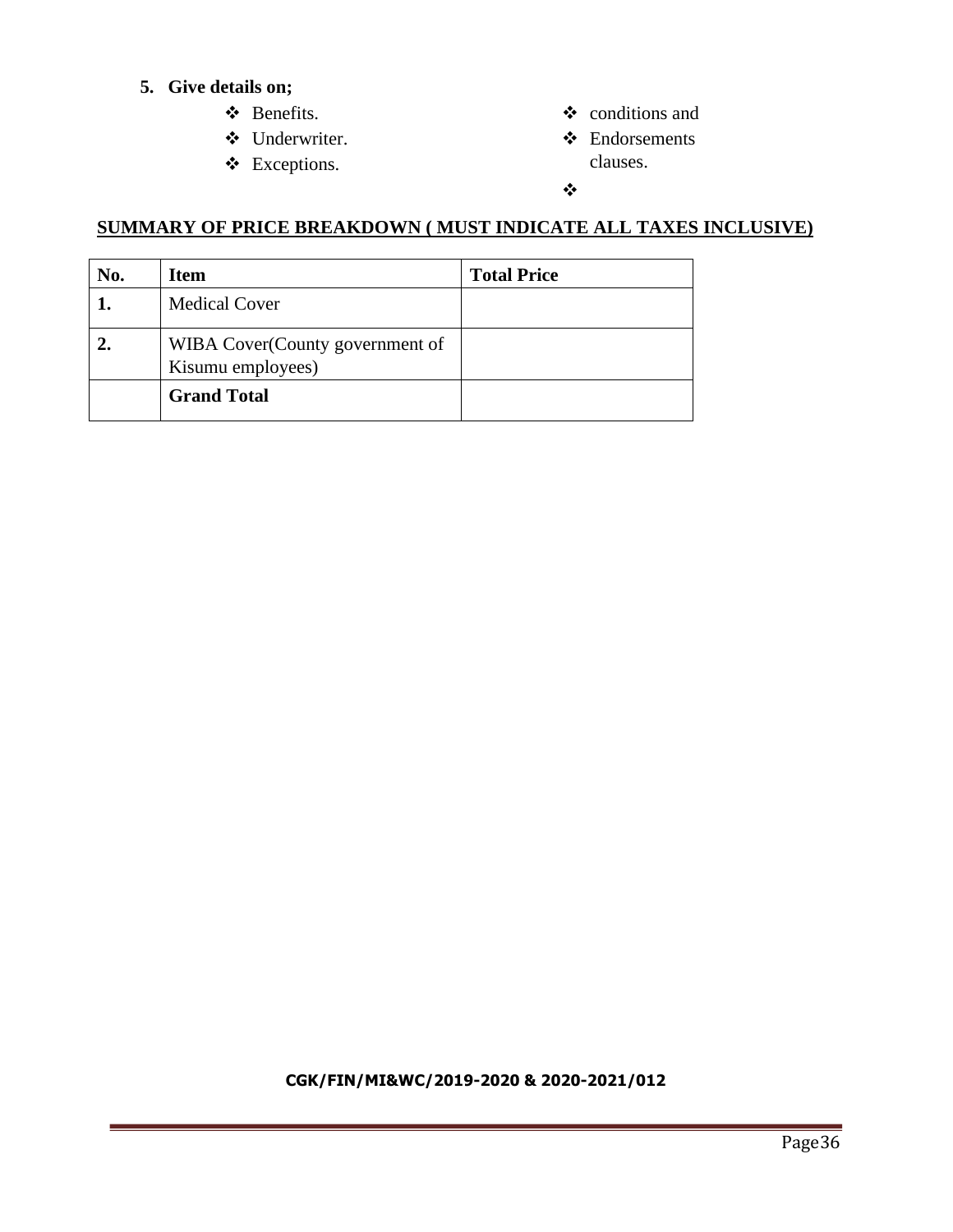5. **Give details on;**
   - Benefits.
   - Underwriter.
   - Exceptions.
   - conditions and
   - Endorsements clauses.
   - 

**SUMMARY OF PRICE BREAKDOWN ( MUST INDICATE ALL TAXES INCLUSIVE)**

| No. | Item | Total Price |
|---|---|---|
| **1.** | Medical Cover | |
| **2.** | WIBA Cover(County government of Kisumu employees) | |
| | **Grand Total** | |

**CGK/FIN/MI&WC/2019-2020 & 2020-2021/012**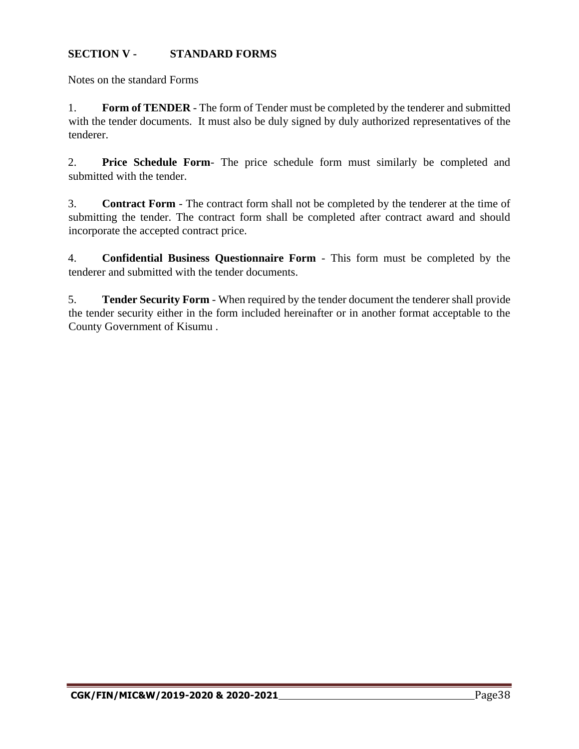## SECTION V - STANDARD FORMS

Notes on the standard Forms

1. **Form of TENDER** - The form of Tender must be completed by the tenderer and submitted with the tender documents. It must also be duly signed by duly authorized representatives of the tenderer.

2. **Price Schedule Form**- The price schedule form must similarly be completed and submitted with the tender.

3. **Contract Form** - The contract form shall not be completed by the tenderer at the time of submitting the tender. The contract form shall be completed after contract award and should incorporate the accepted contract price.

4. **Confidential Business Questionnaire Form** - This form must be completed by the tenderer and submitted with the tender documents.

5. **Tender Security Form** - When required by the tender document the tenderer shall provide the tender security either in the form included hereinafter or in another format acceptable to the County Government of Kisumu .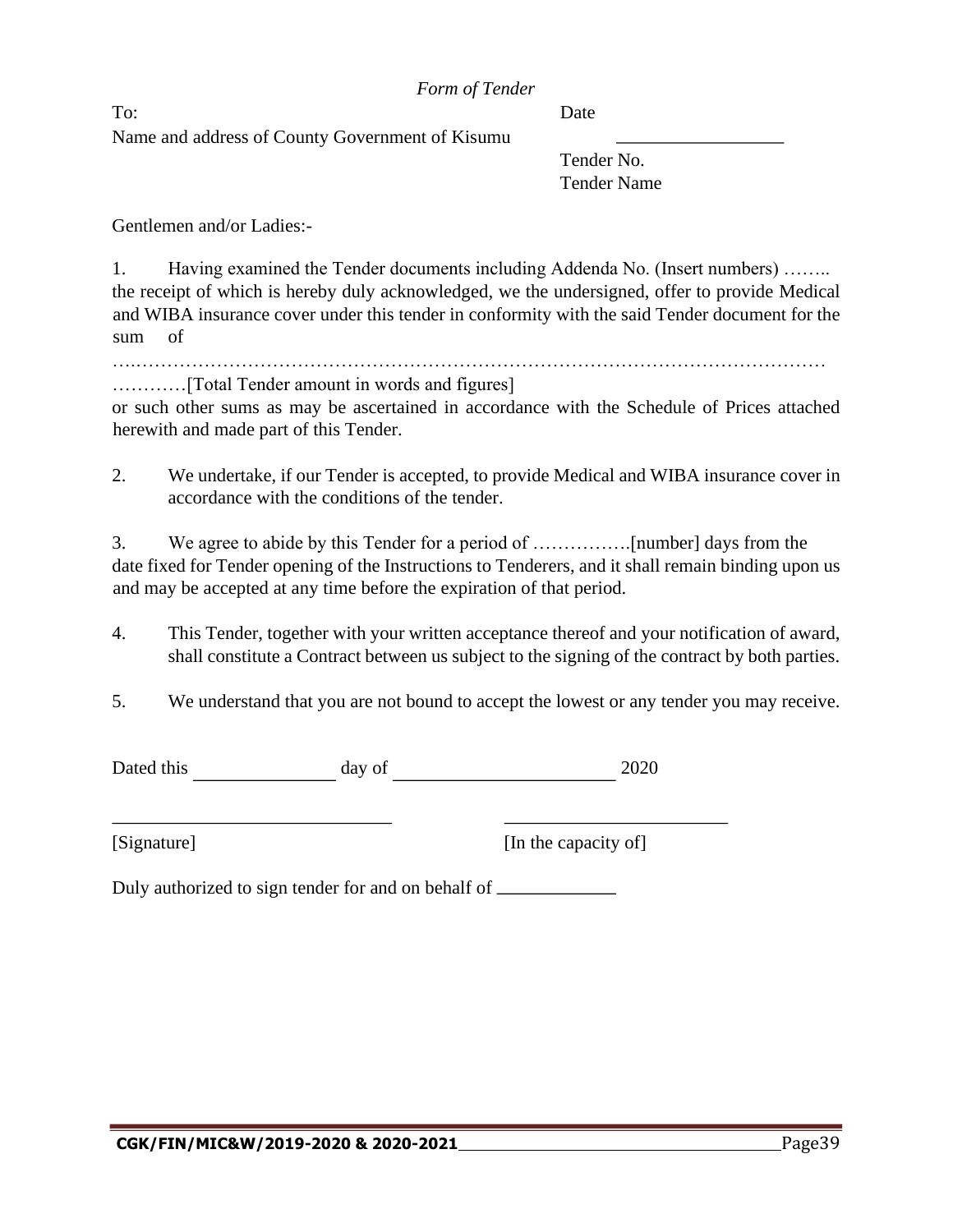*Form of Tender*

To: Date

Name and address of County Government of Kisumu ________________

Tender No.

Tender Name

Gentlemen and/or Ladies:-

1. Having examined the Tender documents including Addenda No. (Insert numbers) …….. the receipt of which is hereby duly acknowledged, we the undersigned, offer to provide Medical and WIBA insurance cover under this tender in conformity with the said Tender document for the sum of

……………………………………………………………………………………………………

…………[Total Tender amount in words and figures]

or such other sums as may be ascertained in accordance with the Schedule of Prices attached herewith and made part of this Tender.

2. We undertake, if our Tender is accepted, to provide Medical and WIBA insurance cover in accordance with the conditions of the tender.

3. We agree to abide by this Tender for a period of …………….[number] days from the date fixed for Tender opening of the Instructions to Tenderers, and it shall remain binding upon us and may be accepted at any time before the expiration of that period.

4. This Tender, together with your written acceptance thereof and your notification of award, shall constitute a Contract between us subject to the signing of the contract by both parties.

5. We understand that you are not bound to accept the lowest or any tender you may receive.

Dated this ______________ day of ______________________ 2020

____________________________ ______________________

[Signature] [In the capacity of]

Duly authorized to sign tender for and on behalf of ____________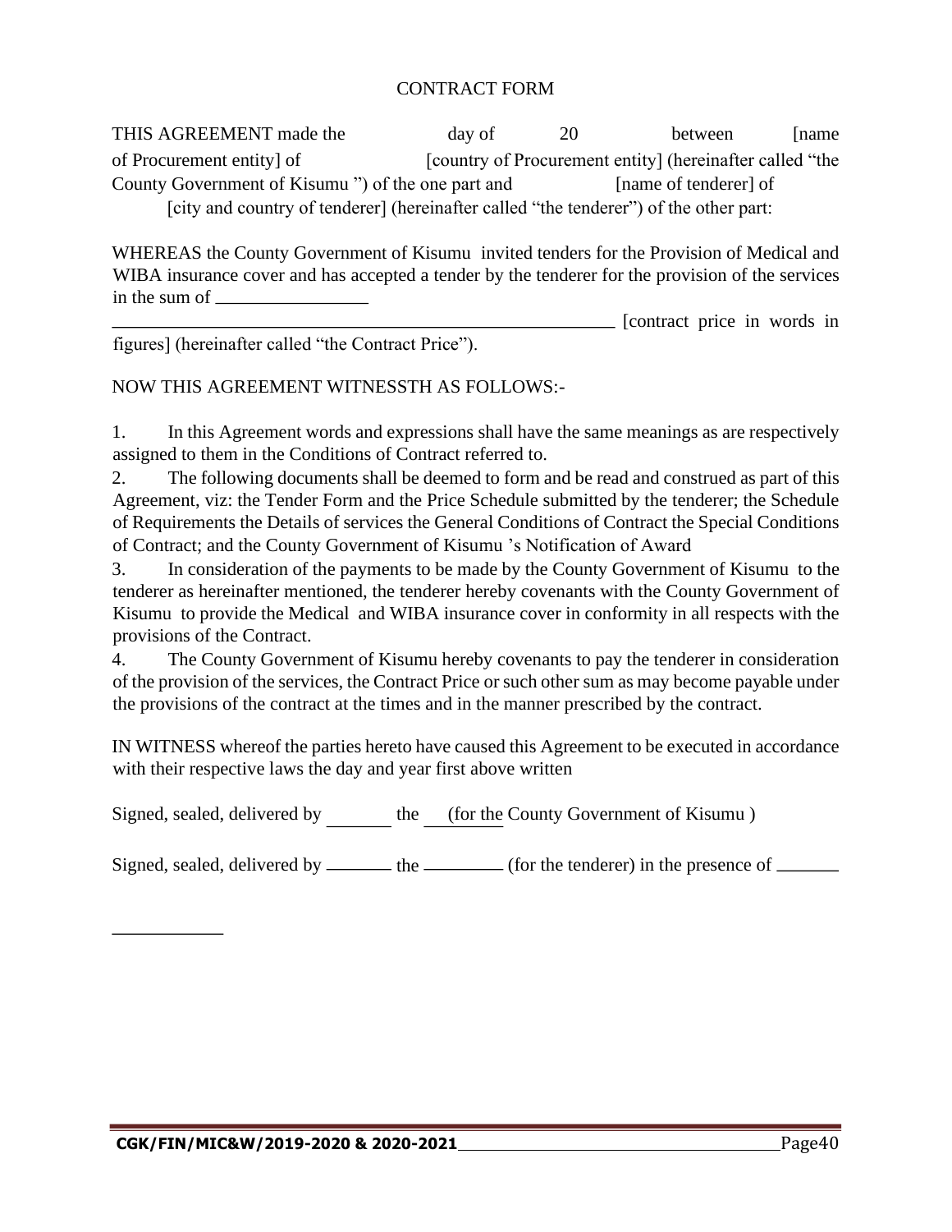# CONTRACT FORM

THIS AGREEMENT made the day of 20 between [name of Procurement entity] of [country of Procurement entity] (hereinafter called "the County Government of Kisumu ") of the one part and [name of tenderer] of [city and country of tenderer] (hereinafter called "the tenderer") of the other part:

WHEREAS the County Government of Kisumu invited tenders for the Provision of Medical and WIBA insurance cover and has accepted a tender by the tenderer for the provision of the services in the sum of ________________ ________________________________________________________ [contract price in words in figures] (hereinafter called "the Contract Price").

NOW THIS AGREEMENT WITNESSTH AS FOLLOWS:-

1. In this Agreement words and expressions shall have the same meanings as are respectively assigned to them in the Conditions of Contract referred to.
2. The following documents shall be deemed to form and be read and construed as part of this Agreement, viz: the Tender Form and the Price Schedule submitted by the tenderer; the Schedule of Requirements the Details of services the General Conditions of Contract the Special Conditions of Contract; and the County Government of Kisumu 's Notification of Award
3. In consideration of the payments to be made by the County Government of Kisumu to the tenderer as hereinafter mentioned, the tenderer hereby covenants with the County Government of Kisumu to provide the Medical and WIBA insurance cover in conformity in all respects with the provisions of the Contract.
4. The County Government of Kisumu hereby covenants to pay the tenderer in consideration of the provision of the services, the Contract Price or such other sum as may become payable under the provisions of the contract at the times and in the manner prescribed by the contract.

IN WITNESS whereof the parties hereto have caused this Agreement to be executed in accordance with their respective laws the day and year first above written

Signed, sealed, delivered by _______ the ________ (for the County Government of Kisumu )

Signed, sealed, delivered by _______ the ________ (for the tenderer) in the presence of _______

____________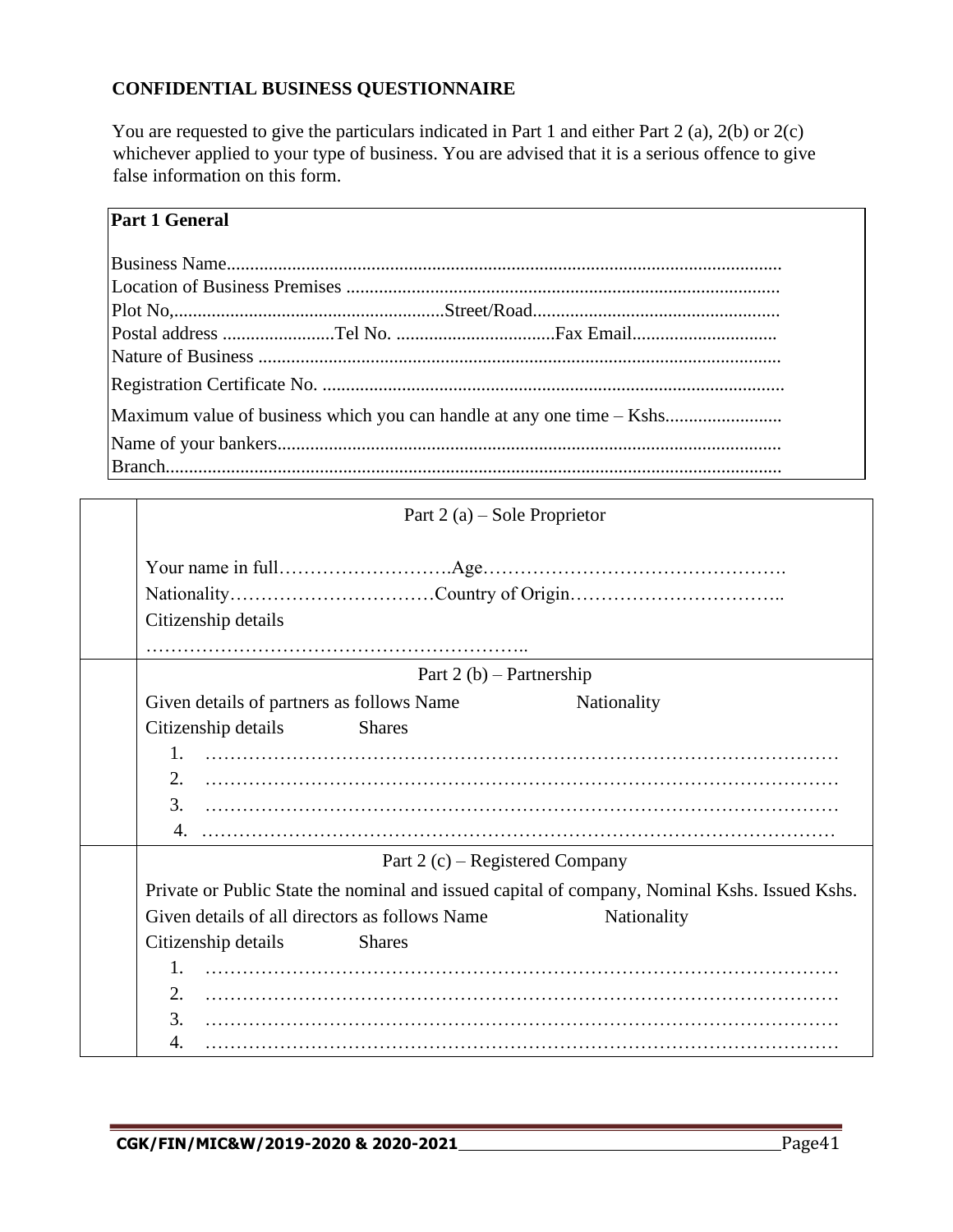**CONFIDENTIAL BUSINESS QUESTIONNAIRE**

You are requested to give the particulars indicated in Part 1 and either Part 2 (a), 2(b) or 2(c) whichever applied to your type of business. You are advised that it is a serious offence to give false information on this form.

| **Part 1 General** |
|---|
| Business Name.................................................................................................................... |
| Location of Business Premises ........................................................................................... |
| Plot No,.........................................................Street/Road.................................................... |
| Postal address ........................Tel No. ..................................Fax Email.............................. |
| Nature of Business .............................................................................................................. |
| Registration Certificate No. ................................................................................................. |
| Maximum value of business which you can handle at any one time – Kshs......................... |
| Name of your bankers.......................................................................................................... |
| Branch.................................................................................................................................. |

| | |
|---|---|
| | Part 2 (a) – Sole Proprietor<br><br>Your name in full……………………….Age………………………………………….<br>Nationality……………………………Country of Origin……………………………..<br>Citizenship details<br>…………………………………………………….. |
| | Part 2 (b) – Partnership<br>Given details of partners as follows Name Nationality<br>Citizenship details Shares<br>1. ………………………………………………………………………………………<br>2. ………………………………………………………………………………………<br>3. ………………………………………………………………………………………<br>4. ……………………………………………………………………………………… |
| | Part 2 (c) – Registered Company<br>Private or Public State the nominal and issued capital of company, Nominal Kshs. Issued Kshs.<br>Given details of all directors as follows Name Nationality<br>Citizenship details Shares<br>1. ………………………………………………………………………………………<br>2. ………………………………………………………………………………………<br>3. ………………………………………………………………………………………<br>4. ……………………………………………………………………………………… |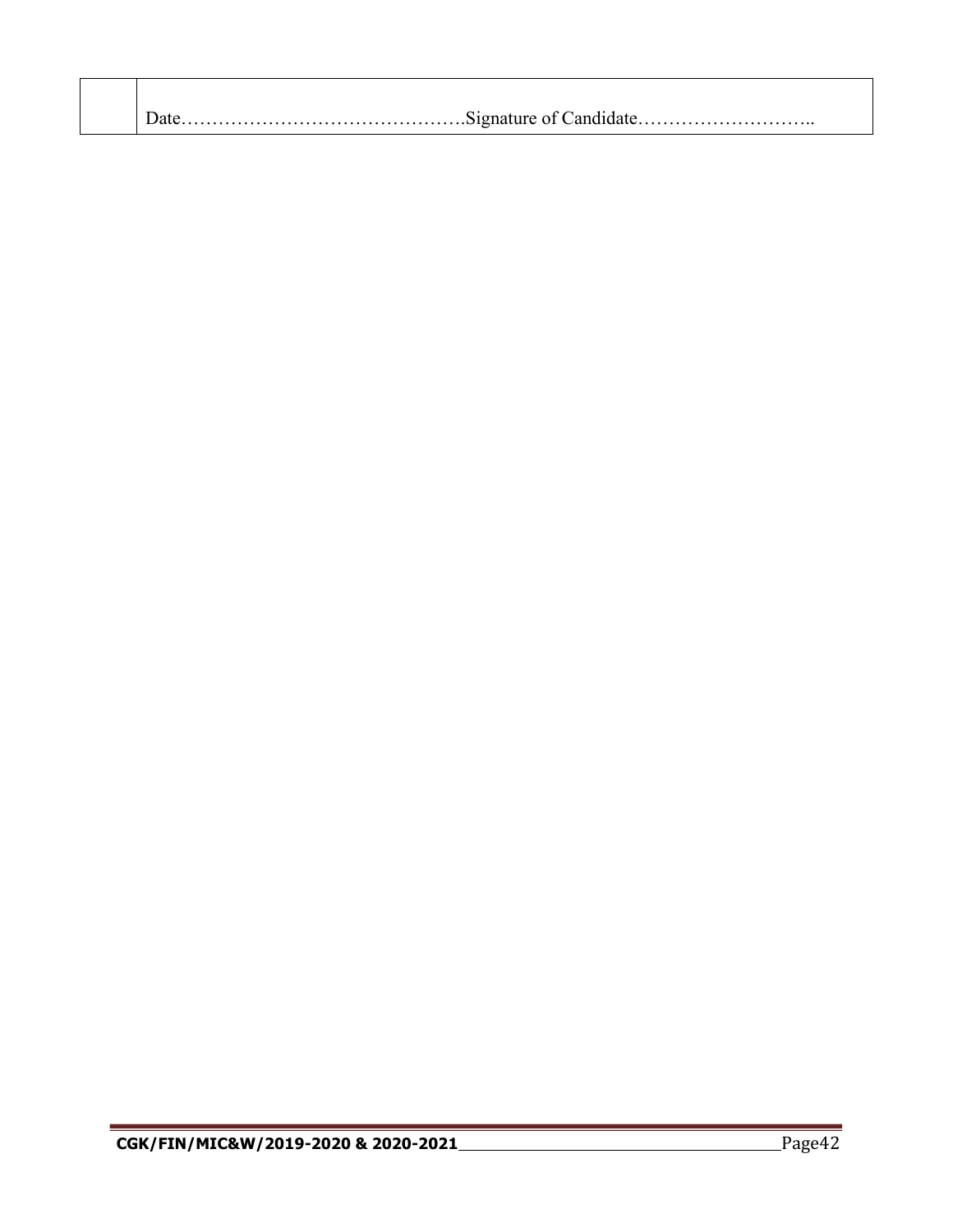| | |
|---|---|
| | Date……………………………………….Signature of Candidate……………………….. |